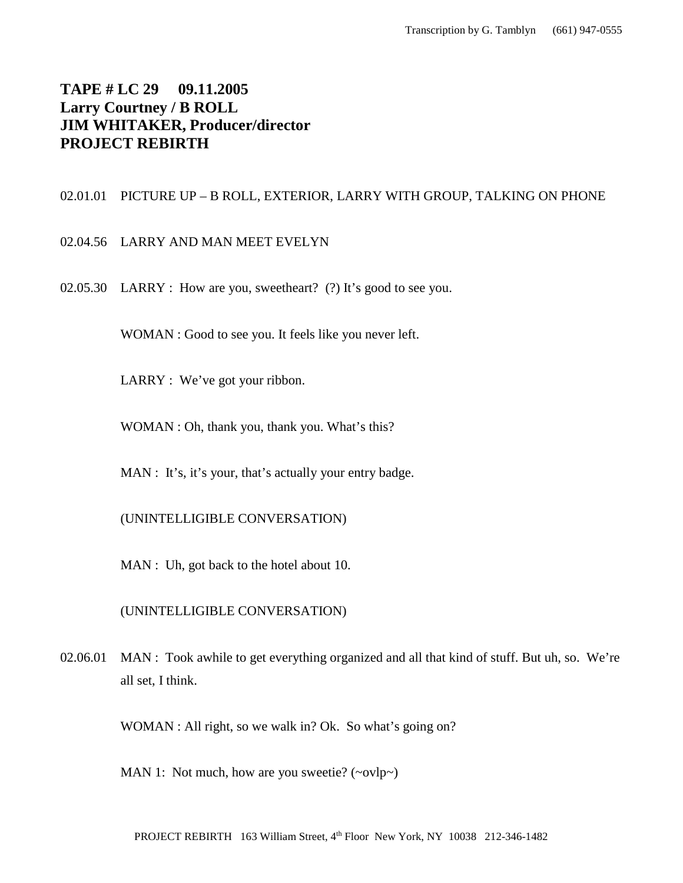# TAPE # LC 29 09.11.2005
# Larry Courtney / B ROLL
# JIM WHITAKER, Producer/director
# PROJECT REBIRTH

02.01.01 PICTURE UP – B ROLL, EXTERIOR, LARRY WITH GROUP, TALKING ON PHONE

02.04.56 LARRY AND MAN MEET EVELYN

02.05.30 LARRY : How are you, sweetheart? (?) It's good to see you.

WOMAN : Good to see you. It feels like you never left.

LARRY : We've got your ribbon.

WOMAN : Oh, thank you, thank you. What's this?

MAN : It's, it's your, that's actually your entry badge.

(UNINTELLIGIBLE CONVERSATION)

MAN : Uh, got back to the hotel about 10.

(UNINTELLIGIBLE CONVERSATION)

02.06.01 MAN : Took awhile to get everything organized and all that kind of stuff. But uh, so. We're all set, I think.

WOMAN : All right, so we walk in? Ok. So what's going on?

MAN 1: Not much, how are you sweetie? (~ovlp~)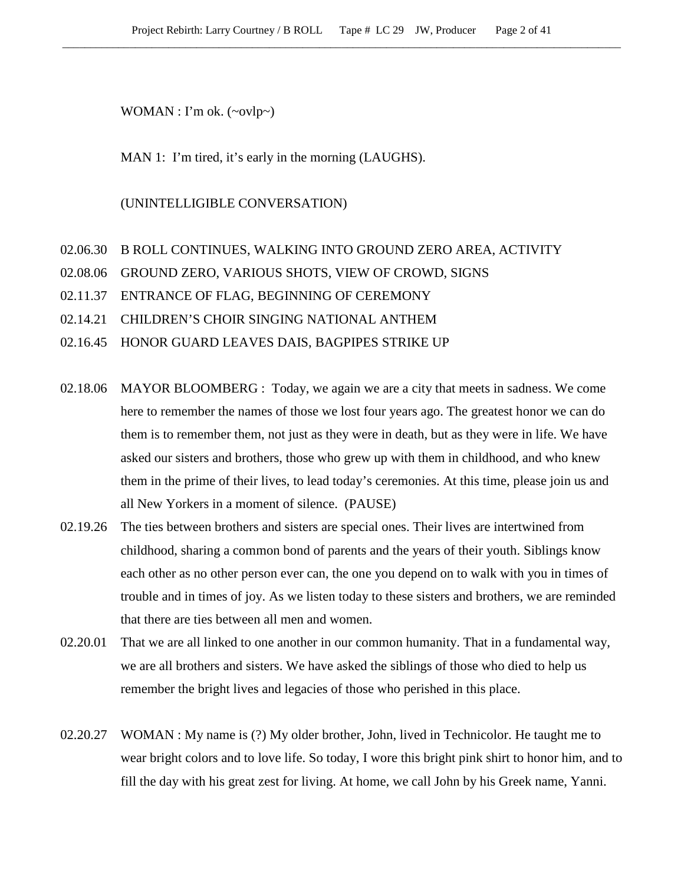WOMAN : I'm ok. (~ovlp~)

MAN 1: I'm tired, it's early in the morning (LAUGHS).

(UNINTELLIGIBLE CONVERSATION)

02.06.30 B ROLL CONTINUES, WALKING INTO GROUND ZERO AREA, ACTIVITY
02.08.06 GROUND ZERO, VARIOUS SHOTS, VIEW OF CROWD, SIGNS
02.11.37 ENTRANCE OF FLAG, BEGINNING OF CEREMONY
02.14.21 CHILDREN'S CHOIR SINGING NATIONAL ANTHEM
02.16.45 HONOR GUARD LEAVES DAIS, BAGPIPES STRIKE UP

02.18.06 MAYOR BLOOMBERG : Today, we again we are a city that meets in sadness. We come here to remember the names of those we lost four years ago. The greatest honor we can do them is to remember them, not just as they were in death, but as they were in life. We have asked our sisters and brothers, those who grew up with them in childhood, and who knew them in the prime of their lives, to lead today's ceremonies. At this time, please join us and all New Yorkers in a moment of silence. (PAUSE)

02.19.26 The ties between brothers and sisters are special ones. Their lives are intertwined from childhood, sharing a common bond of parents and the years of their youth. Siblings know each other as no other person ever can, the one you depend on to walk with you in times of trouble and in times of joy. As we listen today to these sisters and brothers, we are reminded that there are ties between all men and women.

02.20.01 That we are all linked to one another in our common humanity. That in a fundamental way, we are all brothers and sisters. We have asked the siblings of those who died to help us remember the bright lives and legacies of those who perished in this place.

02.20.27 WOMAN : My name is (?) My older brother, John, lived in Technicolor. He taught me to wear bright colors and to love life. So today, I wore this bright pink shirt to honor him, and to fill the day with his great zest for living. At home, we call John by his Greek name, Yanni.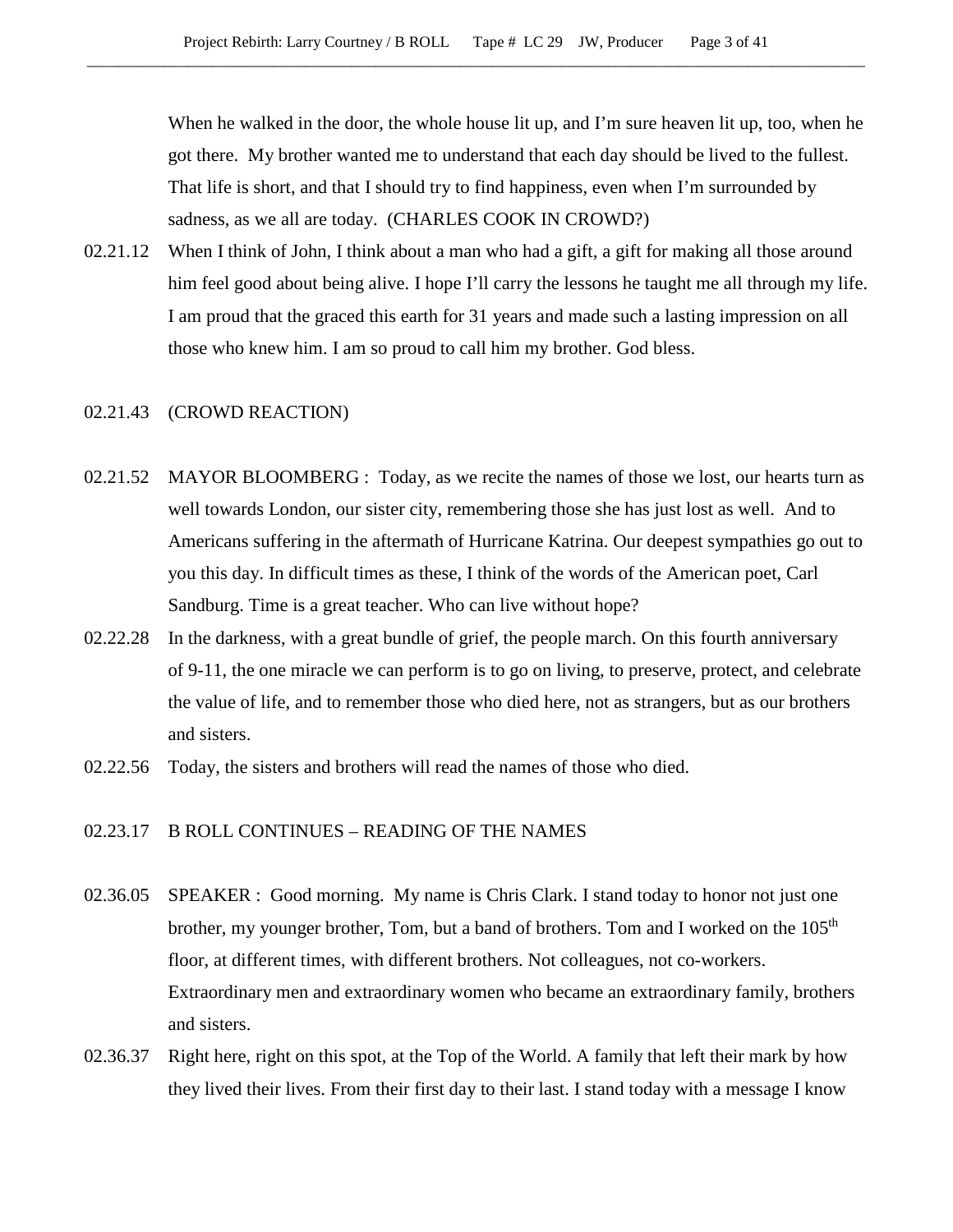When he walked in the door, the whole house lit up, and I'm sure heaven lit up, too, when he got there. My brother wanted me to understand that each day should be lived to the fullest. That life is short, and that I should try to find happiness, even when I'm surrounded by sadness, as we all are today. (CHARLES COOK IN CROWD?)

02.21.12 When I think of John, I think about a man who had a gift, a gift for making all those around him feel good about being alive. I hope I'll carry the lessons he taught me all through my life. I am proud that the graced this earth for 31 years and made such a lasting impression on all those who knew him. I am so proud to call him my brother. God bless.

02.21.43 (CROWD REACTION)

02.21.52 MAYOR BLOOMBERG : Today, as we recite the names of those we lost, our hearts turn as well towards London, our sister city, remembering those she has just lost as well. And to Americans suffering in the aftermath of Hurricane Katrina. Our deepest sympathies go out to you this day. In difficult times as these, I think of the words of the American poet, Carl Sandburg. Time is a great teacher. Who can live without hope?

02.22.28 In the darkness, with a great bundle of grief, the people march. On this fourth anniversary of 9-11, the one miracle we can perform is to go on living, to preserve, protect, and celebrate the value of life, and to remember those who died here, not as strangers, but as our brothers and sisters.

02.22.56 Today, the sisters and brothers will read the names of those who died.

02.23.17 B ROLL CONTINUES – READING OF THE NAMES

02.36.05 SPEAKER : Good morning. My name is Chris Clark. I stand today to honor not just one brother, my younger brother, Tom, but a band of brothers. Tom and I worked on the 105th floor, at different times, with different brothers. Not colleagues, not co-workers. Extraordinary men and extraordinary women who became an extraordinary family, brothers and sisters.

02.36.37 Right here, right on this spot, at the Top of the World. A family that left their mark by how they lived their lives. From their first day to their last. I stand today with a message I know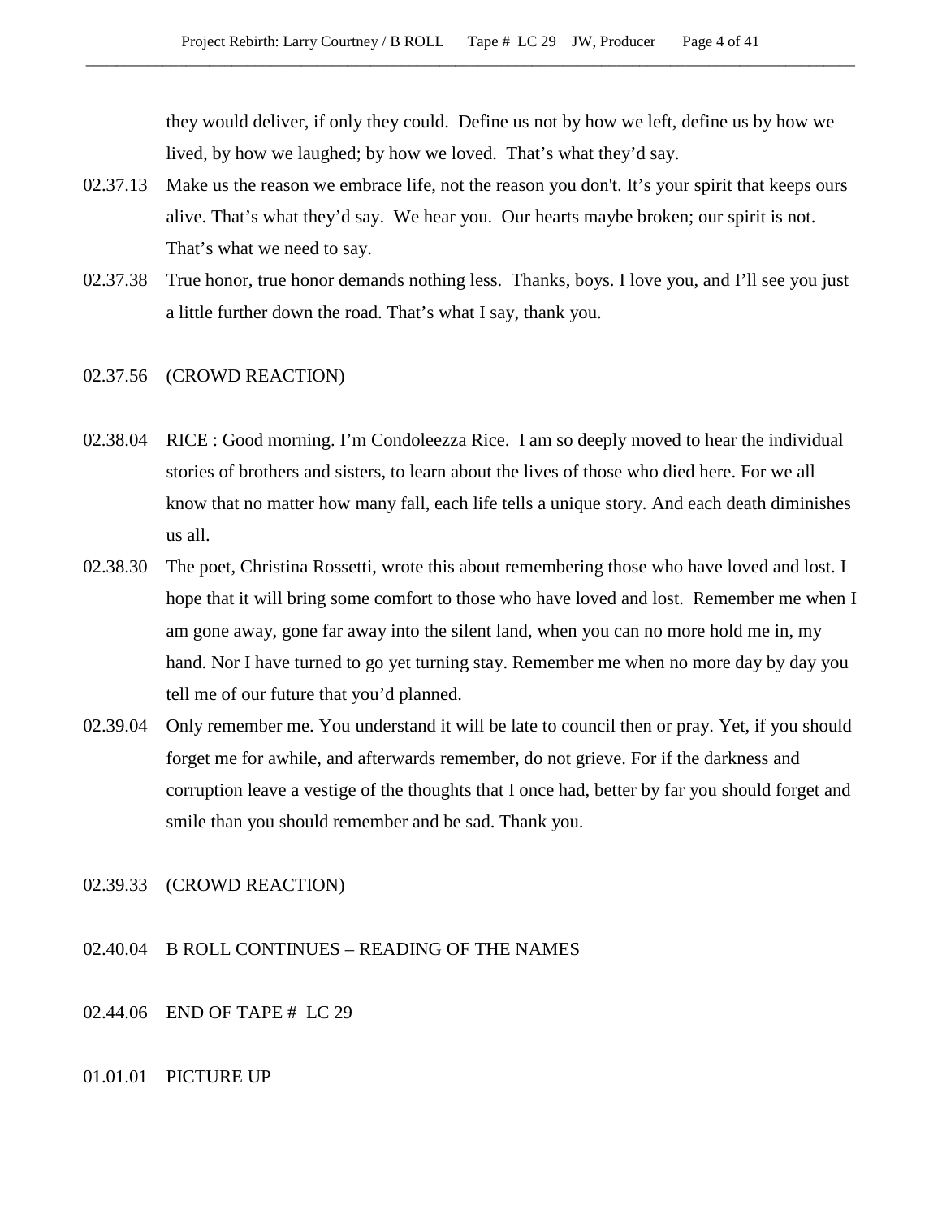they would deliver, if only they could. Define us not by how we left, define us by how we lived, by how we laughed; by how we loved. That's what they'd say.

02.37.13 Make us the reason we embrace life, not the reason you don't. It's your spirit that keeps ours alive. That's what they'd say. We hear you. Our hearts maybe broken; our spirit is not. That's what we need to say.

02.37.38 True honor, true honor demands nothing less. Thanks, boys. I love you, and I'll see you just a little further down the road. That's what I say, thank you.

02.37.56 (CROWD REACTION)

02.38.04 RICE : Good morning. I'm Condoleezza Rice. I am so deeply moved to hear the individual stories of brothers and sisters, to learn about the lives of those who died here. For we all know that no matter how many fall, each life tells a unique story. And each death diminishes us all.

02.38.30 The poet, Christina Rossetti, wrote this about remembering those who have loved and lost. I hope that it will bring some comfort to those who have loved and lost. Remember me when I am gone away, gone far away into the silent land, when you can no more hold me in, my hand. Nor I have turned to go yet turning stay. Remember me when no more day by day you tell me of our future that you'd planned.

02.39.04 Only remember me. You understand it will be late to council then or pray. Yet, if you should forget me for awhile, and afterwards remember, do not grieve. For if the darkness and corruption leave a vestige of the thoughts that I once had, better by far you should forget and smile than you should remember and be sad. Thank you.

02.39.33 (CROWD REACTION)

02.40.04 B ROLL CONTINUES – READING OF THE NAMES

02.44.06 END OF TAPE # LC 29

01.01.01 PICTURE UP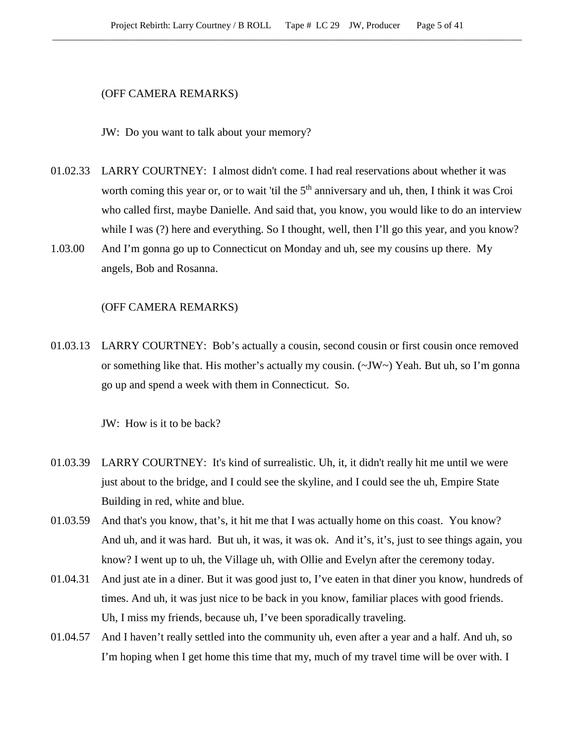(OFF CAMERA REMARKS)

JW: Do you want to talk about your memory?

01.02.33 LARRY COURTNEY: I almost didn't come. I had real reservations about whether it was worth coming this year or, or to wait 'til the 5th anniversary and uh, then, I think it was Croi who called first, maybe Danielle. And said that, you know, you would like to do an interview while I was (?) here and everything. So I thought, well, then I'll go this year, and you know?

1.03.00 And I'm gonna go up to Connecticut on Monday and uh, see my cousins up there. My angels, Bob and Rosanna.

(OFF CAMERA REMARKS)

01.03.13 LARRY COURTNEY: Bob's actually a cousin, second cousin or first cousin once removed or something like that. His mother's actually my cousin. (~JW~) Yeah. But uh, so I'm gonna go up and spend a week with them in Connecticut. So.

JW: How is it to be back?

01.03.39 LARRY COURTNEY: It's kind of surrealistic. Uh, it, it didn't really hit me until we were just about to the bridge, and I could see the skyline, and I could see the uh, Empire State Building in red, white and blue.

01.03.59 And that's you know, that's, it hit me that I was actually home on this coast. You know? And uh, and it was hard. But uh, it was, it was ok. And it's, it's, just to see things again, you know? I went up to uh, the Village uh, with Ollie and Evelyn after the ceremony today.

01.04.31 And just ate in a diner. But it was good just to, I've eaten in that diner you know, hundreds of times. And uh, it was just nice to be back in you know, familiar places with good friends. Uh, I miss my friends, because uh, I've been sporadically traveling.

01.04.57 And I haven't really settled into the community uh, even after a year and a half. And uh, so I'm hoping when I get home this time that my, much of my travel time will be over with. I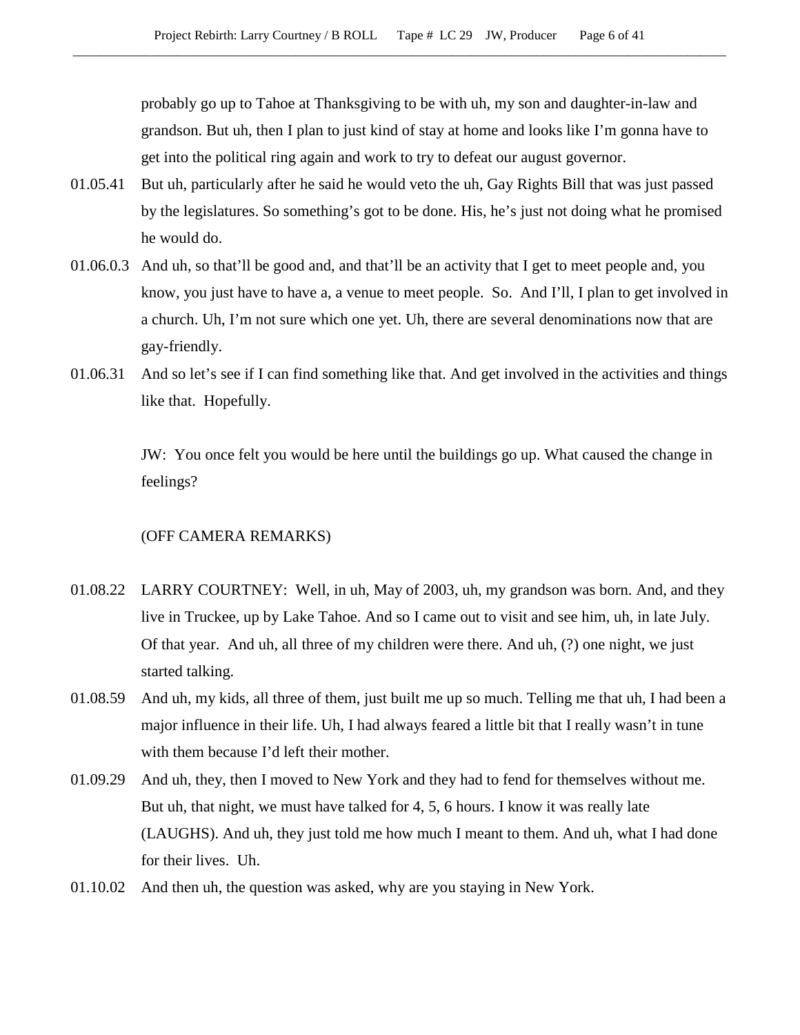probably go up to Tahoe at Thanksgiving to be with uh, my son and daughter-in-law and grandson. But uh, then I plan to just kind of stay at home and looks like I'm gonna have to get into the political ring again and work to try to defeat our august governor.

01.05.41 But uh, particularly after he said he would veto the uh, Gay Rights Bill that was just passed by the legislatures. So something's got to be done. His, he's just not doing what he promised he would do.

01.06.0.3 And uh, so that'll be good and, and that'll be an activity that I get to meet people and, you know, you just have to have a, a venue to meet people. So. And I'll, I plan to get involved in a church. Uh, I'm not sure which one yet. Uh, there are several denominations now that are gay-friendly.

01.06.31 And so let's see if I can find something like that. And get involved in the activities and things like that. Hopefully.

JW: You once felt you would be here until the buildings go up. What caused the change in feelings?

(OFF CAMERA REMARKS)

01.08.22 LARRY COURTNEY: Well, in uh, May of 2003, uh, my grandson was born. And, and they live in Truckee, up by Lake Tahoe. And so I came out to visit and see him, uh, in late July. Of that year. And uh, all three of my children were there. And uh, (?) one night, we just started talking.

01.08.59 And uh, my kids, all three of them, just built me up so much. Telling me that uh, I had been a major influence in their life. Uh, I had always feared a little bit that I really wasn't in tune with them because I'd left their mother.

01.09.29 And uh, they, then I moved to New York and they had to fend for themselves without me. But uh, that night, we must have talked for 4, 5, 6 hours. I know it was really late (LAUGHS). And uh, they just told me how much I meant to them. And uh, what I had done for their lives. Uh.

01.10.02 And then uh, the question was asked, why are you staying in New York.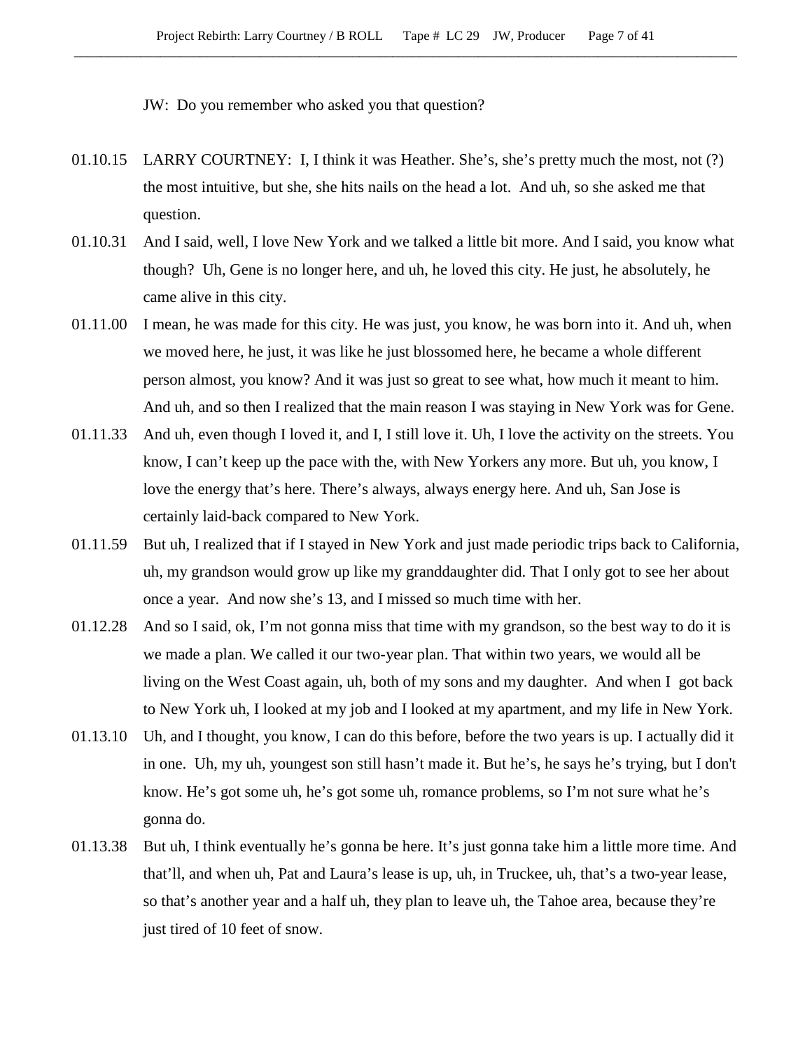JW: Do you remember who asked you that question?

01.10.15 LARRY COURTNEY: I, I think it was Heather. She's, she's pretty much the most, not (?) the most intuitive, but she, she hits nails on the head a lot. And uh, so she asked me that question.

01.10.31 And I said, well, I love New York and we talked a little bit more. And I said, you know what though? Uh, Gene is no longer here, and uh, he loved this city. He just, he absolutely, he came alive in this city.

01.11.00 I mean, he was made for this city. He was just, you know, he was born into it. And uh, when we moved here, he just, it was like he just blossomed here, he became a whole different person almost, you know? And it was just so great to see what, how much it meant to him. And uh, and so then I realized that the main reason I was staying in New York was for Gene.

01.11.33 And uh, even though I loved it, and I, I still love it. Uh, I love the activity on the streets. You know, I can't keep up the pace with the, with New Yorkers any more. But uh, you know, I love the energy that's here. There's always, always energy here. And uh, San Jose is certainly laid-back compared to New York.

01.11.59 But uh, I realized that if I stayed in New York and just made periodic trips back to California, uh, my grandson would grow up like my granddaughter did. That I only got to see her about once a year. And now she's 13, and I missed so much time with her.

01.12.28 And so I said, ok, I'm not gonna miss that time with my grandson, so the best way to do it is we made a plan. We called it our two-year plan. That within two years, we would all be living on the West Coast again, uh, both of my sons and my daughter. And when I got back to New York uh, I looked at my job and I looked at my apartment, and my life in New York.

01.13.10 Uh, and I thought, you know, I can do this before, before the two years is up. I actually did it in one. Uh, my uh, youngest son still hasn't made it. But he's, he says he's trying, but I don't know. He's got some uh, he's got some uh, romance problems, so I'm not sure what he's gonna do.

01.13.38 But uh, I think eventually he's gonna be here. It's just gonna take him a little more time. And that'll, and when uh, Pat and Laura's lease is up, uh, in Truckee, uh, that's a two-year lease, so that's another year and a half uh, they plan to leave uh, the Tahoe area, because they're just tired of 10 feet of snow.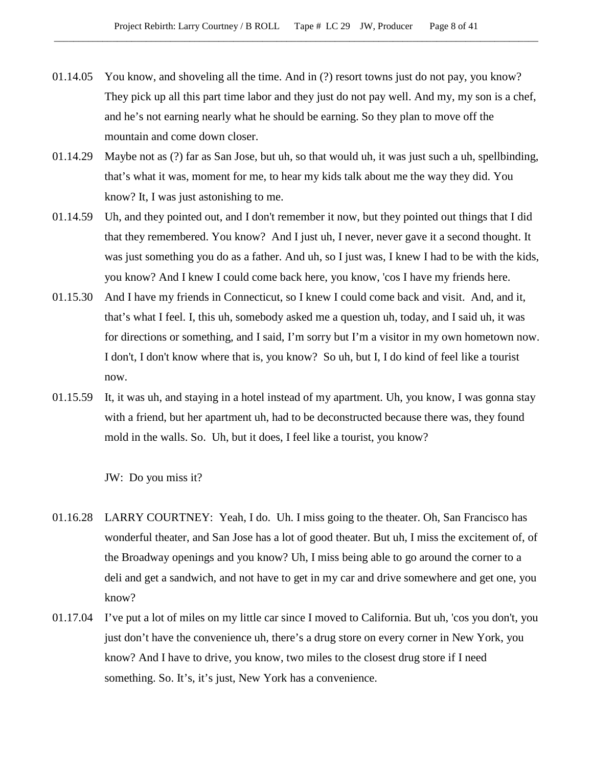01.14.05 You know, and shoveling all the time. And in (?) resort towns just do not pay, you know? They pick up all this part time labor and they just do not pay well. And my, my son is a chef, and he's not earning nearly what he should be earning. So they plan to move off the mountain and come down closer.

01.14.29 Maybe not as (?) far as San Jose, but uh, so that would uh, it was just such a uh, spellbinding, that's what it was, moment for me, to hear my kids talk about me the way they did. You know? It, I was just astonishing to me.

01.14.59 Uh, and they pointed out, and I don't remember it now, but they pointed out things that I did that they remembered. You know? And I just uh, I never, never gave it a second thought. It was just something you do as a father. And uh, so I just was, I knew I had to be with the kids, you know? And I knew I could come back here, you know, 'cos I have my friends here.

01.15.30 And I have my friends in Connecticut, so I knew I could come back and visit. And, and it, that's what I feel. I, this uh, somebody asked me a question uh, today, and I said uh, it was for directions or something, and I said, I'm sorry but I'm a visitor in my own hometown now. I don't, I don't know where that is, you know? So uh, but I, I do kind of feel like a tourist now.

01.15.59 It, it was uh, and staying in a hotel instead of my apartment. Uh, you know, I was gonna stay with a friend, but her apartment uh, had to be deconstructed because there was, they found mold in the walls. So. Uh, but it does, I feel like a tourist, you know?

JW: Do you miss it?

01.16.28 LARRY COURTNEY: Yeah, I do. Uh. I miss going to the theater. Oh, San Francisco has wonderful theater, and San Jose has a lot of good theater. But uh, I miss the excitement of, of the Broadway openings and you know? Uh, I miss being able to go around the corner to a deli and get a sandwich, and not have to get in my car and drive somewhere and get one, you know?

01.17.04 I've put a lot of miles on my little car since I moved to California. But uh, 'cos you don't, you just don't have the convenience uh, there's a drug store on every corner in New York, you know? And I have to drive, you know, two miles to the closest drug store if I need something. So. It's, it's just, New York has a convenience.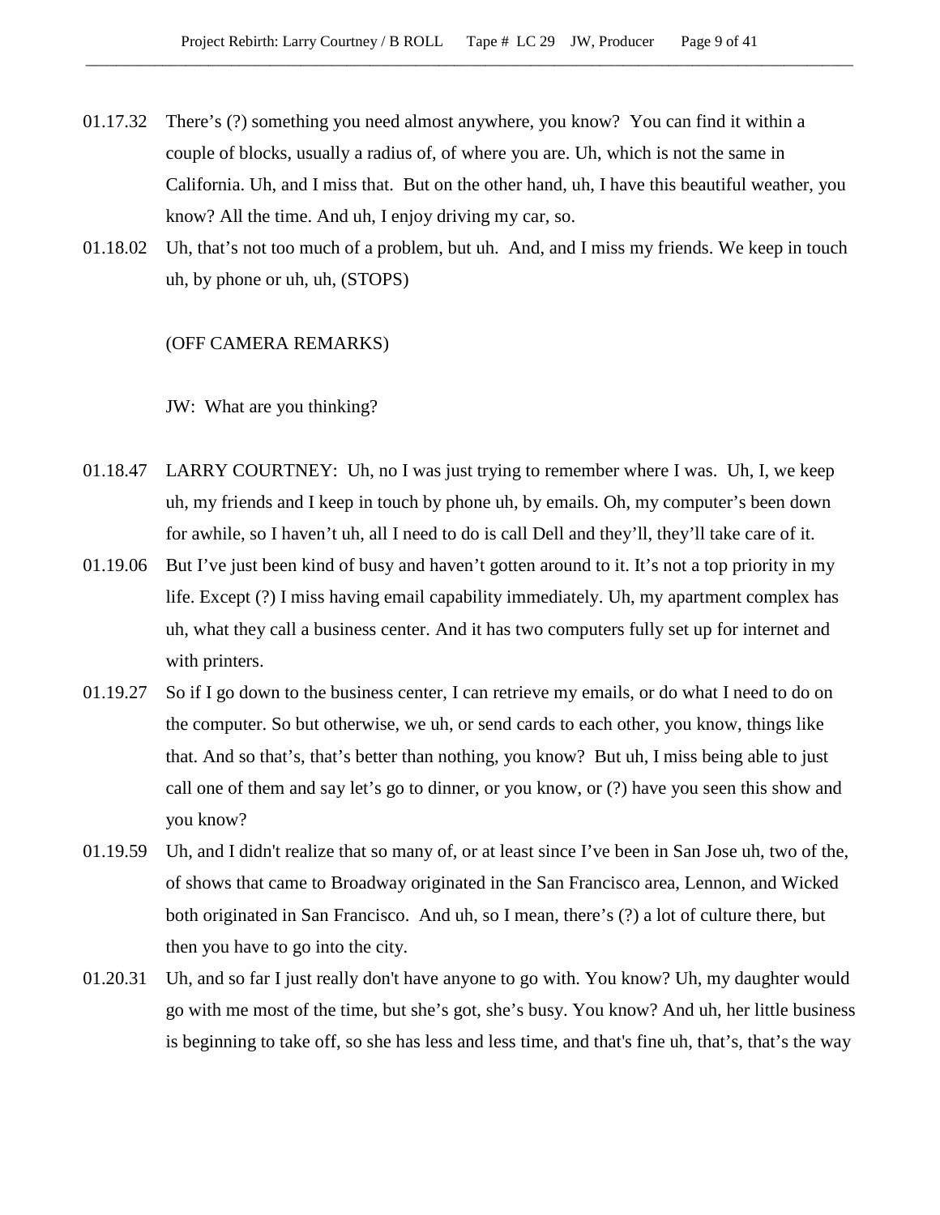01.17.32 There's (?) something you need almost anywhere, you know? You can find it within a couple of blocks, usually a radius of, of where you are. Uh, which is not the same in California. Uh, and I miss that. But on the other hand, uh, I have this beautiful weather, you know? All the time. And uh, I enjoy driving my car, so.

01.18.02 Uh, that's not too much of a problem, but uh. And, and I miss my friends. We keep in touch uh, by phone or uh, uh, (STOPS)

(OFF CAMERA REMARKS)

JW: What are you thinking?

01.18.47 LARRY COURTNEY: Uh, no I was just trying to remember where I was. Uh, I, we keep uh, my friends and I keep in touch by phone uh, by emails. Oh, my computer's been down for awhile, so I haven't uh, all I need to do is call Dell and they'll, they'll take care of it.

01.19.06 But I've just been kind of busy and haven't gotten around to it. It's not a top priority in my life. Except (?) I miss having email capability immediately. Uh, my apartment complex has uh, what they call a business center. And it has two computers fully set up for internet and with printers.

01.19.27 So if I go down to the business center, I can retrieve my emails, or do what I need to do on the computer. So but otherwise, we uh, or send cards to each other, you know, things like that. And so that's, that's better than nothing, you know? But uh, I miss being able to just call one of them and say let's go to dinner, or you know, or (?) have you seen this show and you know?

01.19.59 Uh, and I didn't realize that so many of, or at least since I've been in San Jose uh, two of the, of shows that came to Broadway originated in the San Francisco area, Lennon, and Wicked both originated in San Francisco. And uh, so I mean, there's (?) a lot of culture there, but then you have to go into the city.

01.20.31 Uh, and so far I just really don't have anyone to go with. You know? Uh, my daughter would go with me most of the time, but she's got, she's busy. You know? And uh, her little business is beginning to take off, so she has less and less time, and that's fine uh, that's, that's the way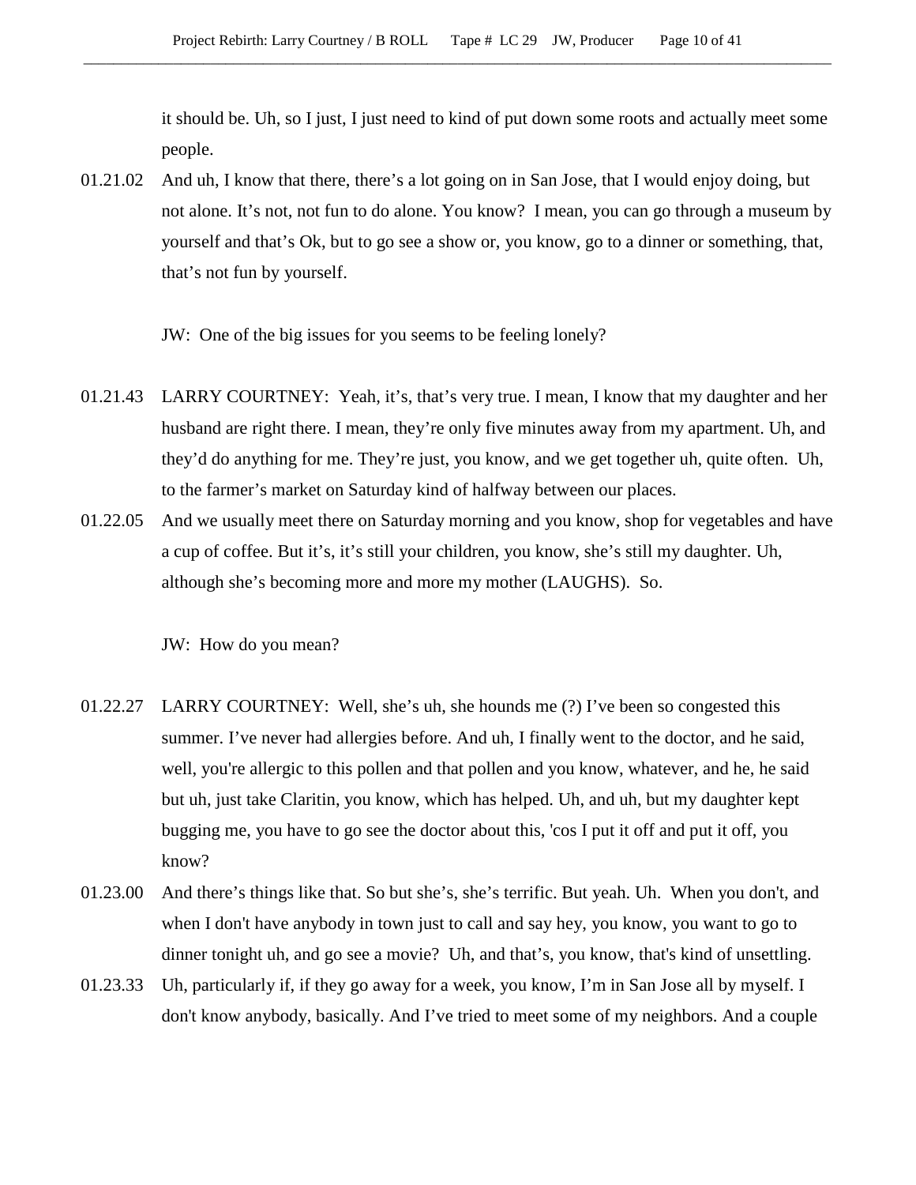it should be. Uh, so I just, I just need to kind of put down some roots and actually meet some people.

01.21.02 And uh, I know that there, there's a lot going on in San Jose, that I would enjoy doing, but not alone. It's not, not fun to do alone. You know? I mean, you can go through a museum by yourself and that's Ok, but to go see a show or, you know, go to a dinner or something, that, that's not fun by yourself.

JW: One of the big issues for you seems to be feeling lonely?

01.21.43 LARRY COURTNEY: Yeah, it's, that's very true. I mean, I know that my daughter and her husband are right there. I mean, they're only five minutes away from my apartment. Uh, and they'd do anything for me. They're just, you know, and we get together uh, quite often. Uh, to the farmer's market on Saturday kind of halfway between our places.

01.22.05 And we usually meet there on Saturday morning and you know, shop for vegetables and have a cup of coffee. But it's, it's still your children, you know, she's still my daughter. Uh, although she's becoming more and more my mother (LAUGHS). So.

JW: How do you mean?

01.22.27 LARRY COURTNEY: Well, she's uh, she hounds me (?) I've been so congested this summer. I've never had allergies before. And uh, I finally went to the doctor, and he said, well, you're allergic to this pollen and that pollen and you know, whatever, and he, he said but uh, just take Claritin, you know, which has helped. Uh, and uh, but my daughter kept bugging me, you have to go see the doctor about this, 'cos I put it off and put it off, you know?

01.23.00 And there's things like that. So but she's, she's terrific. But yeah. Uh. When you don't, and when I don't have anybody in town just to call and say hey, you know, you want to go to dinner tonight uh, and go see a movie? Uh, and that's, you know, that's kind of unsettling.

01.23.33 Uh, particularly if, if they go away for a week, you know, I'm in San Jose all by myself. I don't know anybody, basically. And I've tried to meet some of my neighbors. And a couple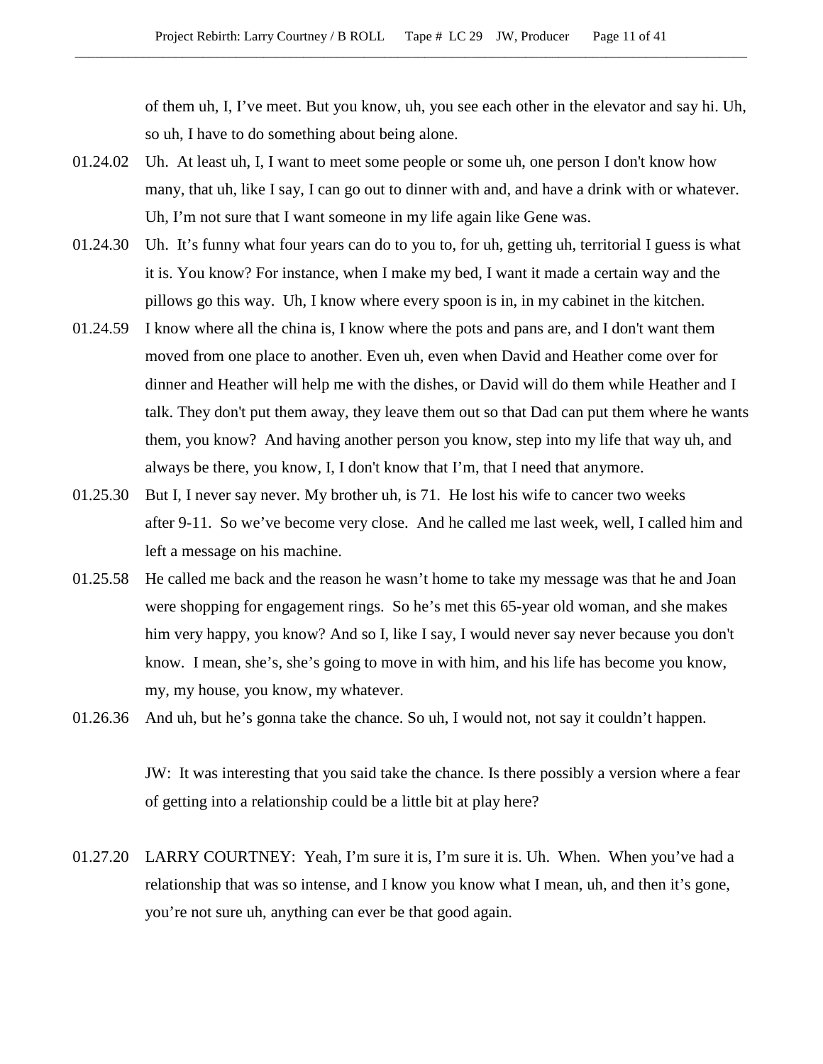of them uh, I, I've meet. But you know, uh, you see each other in the elevator and say hi. Uh, so uh, I have to do something about being alone.

01.24.02 Uh. At least uh, I, I want to meet some people or some uh, one person I don't know how many, that uh, like I say, I can go out to dinner with and, and have a drink with or whatever. Uh, I'm not sure that I want someone in my life again like Gene was.

01.24.30 Uh. It's funny what four years can do to you to, for uh, getting uh, territorial I guess is what it is. You know? For instance, when I make my bed, I want it made a certain way and the pillows go this way. Uh, I know where every spoon is in, in my cabinet in the kitchen.

01.24.59 I know where all the china is, I know where the pots and pans are, and I don't want them moved from one place to another. Even uh, even when David and Heather come over for dinner and Heather will help me with the dishes, or David will do them while Heather and I talk. They don't put them away, they leave them out so that Dad can put them where he wants them, you know? And having another person you know, step into my life that way uh, and always be there, you know, I, I don't know that I'm, that I need that anymore.

01.25.30 But I, I never say never. My brother uh, is 71. He lost his wife to cancer two weeks after 9-11. So we've become very close. And he called me last week, well, I called him and left a message on his machine.

01.25.58 He called me back and the reason he wasn't home to take my message was that he and Joan were shopping for engagement rings. So he's met this 65-year old woman, and she makes him very happy, you know? And so I, like I say, I would never say never because you don't know. I mean, she's, she's going to move in with him, and his life has become you know, my, my house, you know, my whatever.

01.26.36 And uh, but he's gonna take the chance. So uh, I would not, not say it couldn't happen.

JW: It was interesting that you said take the chance. Is there possibly a version where a fear of getting into a relationship could be a little bit at play here?

01.27.20 LARRY COURTNEY: Yeah, I'm sure it is, I'm sure it is. Uh. When. When you've had a relationship that was so intense, and I know you know what I mean, uh, and then it's gone, you're not sure uh, anything can ever be that good again.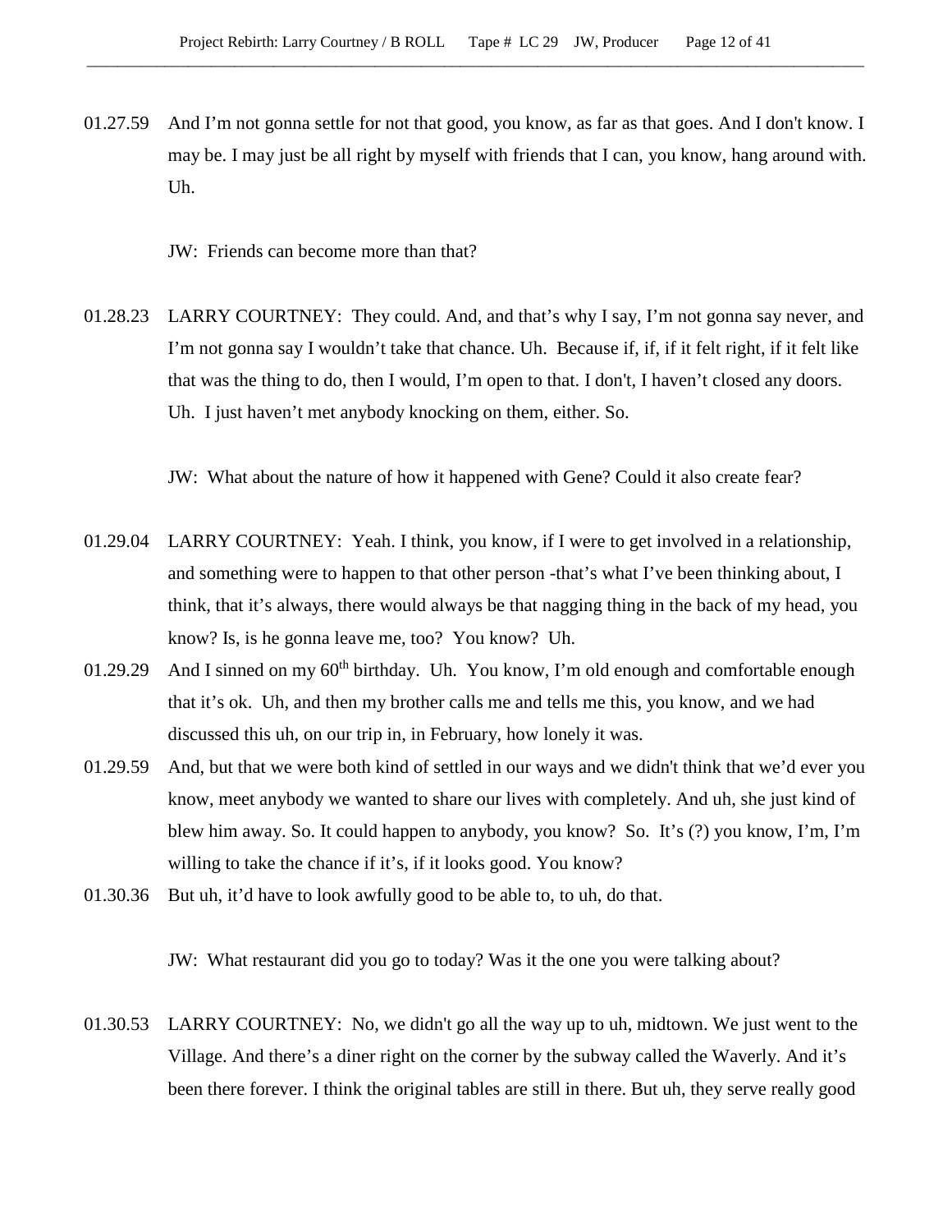01.27.59 And I'm not gonna settle for not that good, you know, as far as that goes. And I don't know. I may be. I may just be all right by myself with friends that I can, you know, hang around with. Uh.

JW: Friends can become more than that?

01.28.23 LARRY COURTNEY: They could. And, and that's why I say, I'm not gonna say never, and I'm not gonna say I wouldn't take that chance. Uh. Because if, if, if it felt right, if it felt like that was the thing to do, then I would, I'm open to that. I don't, I haven't closed any doors. Uh. I just haven't met anybody knocking on them, either. So.

JW: What about the nature of how it happened with Gene? Could it also create fear?

01.29.04 LARRY COURTNEY: Yeah. I think, you know, if I were to get involved in a relationship, and something were to happen to that other person -that's what I've been thinking about, I think, that it's always, there would always be that nagging thing in the back of my head, you know? Is, is he gonna leave me, too? You know? Uh.

01.29.29 And I sinned on my 60th birthday. Uh. You know, I'm old enough and comfortable enough that it's ok. Uh, and then my brother calls me and tells me this, you know, and we had discussed this uh, on our trip in, in February, how lonely it was.

01.29.59 And, but that we were both kind of settled in our ways and we didn't think that we'd ever you know, meet anybody we wanted to share our lives with completely. And uh, she just kind of blew him away. So. It could happen to anybody, you know? So. It's (?) you know, I'm, I'm willing to take the chance if it's, if it looks good. You know?

01.30.36 But uh, it'd have to look awfully good to be able to, to uh, do that.

JW: What restaurant did you go to today? Was it the one you were talking about?

01.30.53 LARRY COURTNEY: No, we didn't go all the way up to uh, midtown. We just went to the Village. And there's a diner right on the corner by the subway called the Waverly. And it's been there forever. I think the original tables are still in there. But uh, they serve really good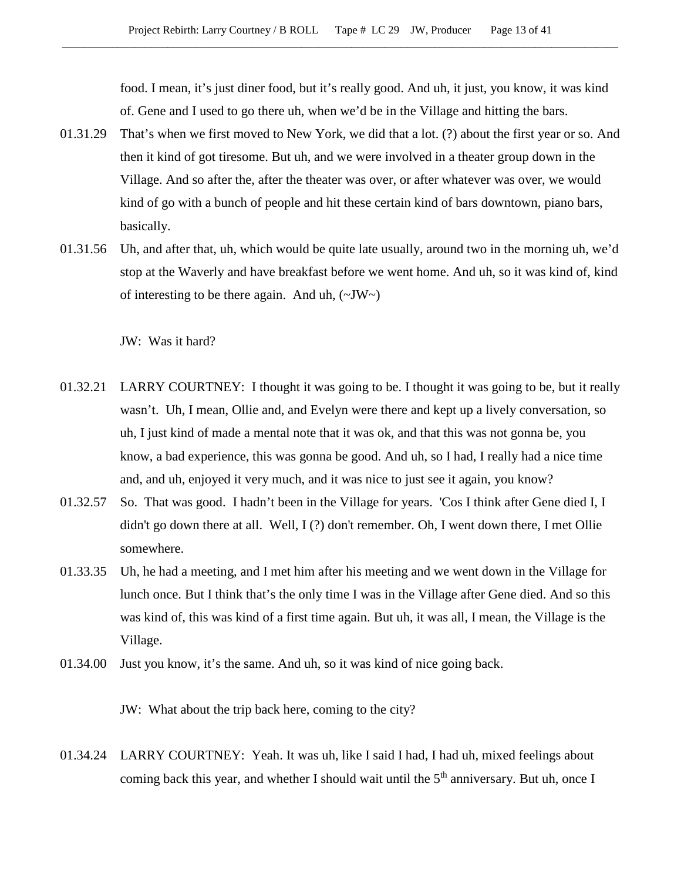food. I mean, it's just diner food, but it's really good. And uh, it just, you know, it was kind of. Gene and I used to go there uh, when we'd be in the Village and hitting the bars.

01.31.29 That's when we first moved to New York, we did that a lot. (?) about the first year or so. And then it kind of got tiresome. But uh, and we were involved in a theater group down in the Village. And so after the, after the theater was over, or after whatever was over, we would kind of go with a bunch of people and hit these certain kind of bars downtown, piano bars, basically.

01.31.56 Uh, and after that, uh, which would be quite late usually, around two in the morning uh, we'd stop at the Waverly and have breakfast before we went home. And uh, so it was kind of, kind of interesting to be there again. And uh, (~JW~)

JW: Was it hard?

01.32.21 LARRY COURTNEY: I thought it was going to be. I thought it was going to be, but it really wasn't. Uh, I mean, Ollie and, and Evelyn were there and kept up a lively conversation, so uh, I just kind of made a mental note that it was ok, and that this was not gonna be, you know, a bad experience, this was gonna be good. And uh, so I had, I really had a nice time and, and uh, enjoyed it very much, and it was nice to just see it again, you know?

01.32.57 So. That was good. I hadn't been in the Village for years. 'Cos I think after Gene died I, I didn't go down there at all. Well, I (?) don't remember. Oh, I went down there, I met Ollie somewhere.

01.33.35 Uh, he had a meeting, and I met him after his meeting and we went down in the Village for lunch once. But I think that's the only time I was in the Village after Gene died. And so this was kind of, this was kind of a first time again. But uh, it was all, I mean, the Village is the Village.

01.34.00 Just you know, it's the same. And uh, so it was kind of nice going back.

JW: What about the trip back here, coming to the city?

01.34.24 LARRY COURTNEY: Yeah. It was uh, like I said I had, I had uh, mixed feelings about coming back this year, and whether I should wait until the 5th anniversary. But uh, once I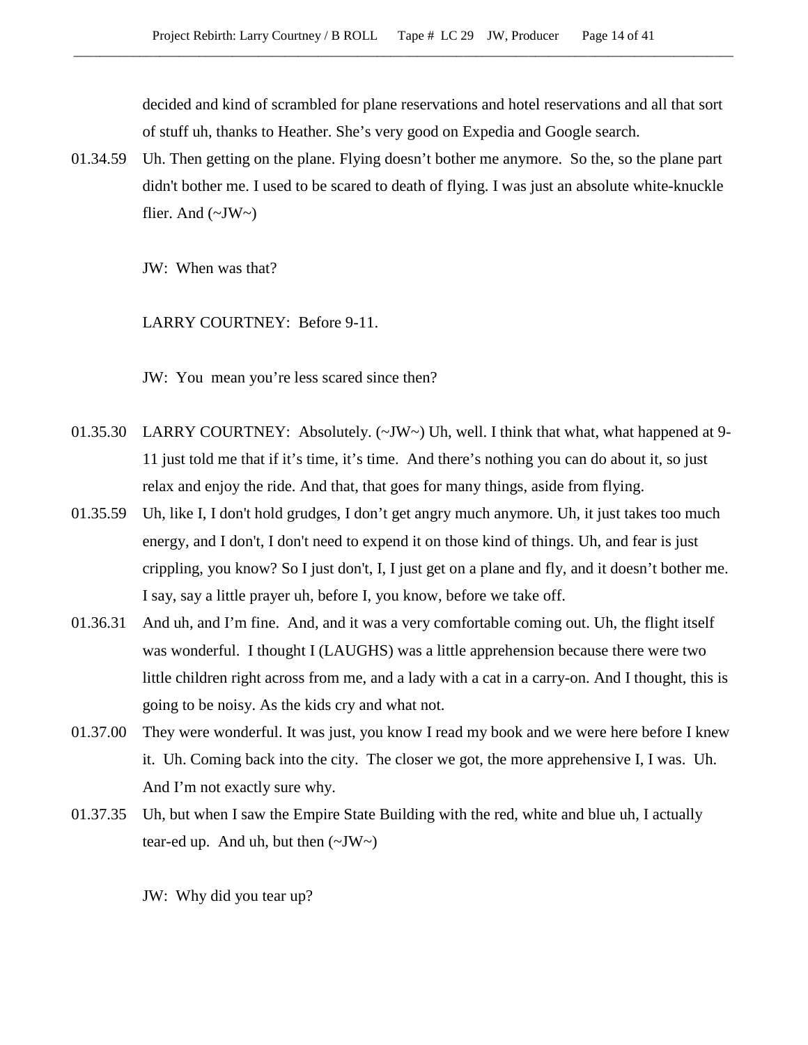decided and kind of scrambled for plane reservations and hotel reservations and all that sort of stuff uh, thanks to Heather. She's very good on Expedia and Google search.

01.34.59 Uh. Then getting on the plane. Flying doesn't bother me anymore. So the, so the plane part didn't bother me. I used to be scared to death of flying. I was just an absolute white-knuckle flier. And (~JW~)

JW: When was that?

LARRY COURTNEY: Before 9-11.

JW: You mean you're less scared since then?

01.35.30 LARRY COURTNEY: Absolutely. (~JW~) Uh, well. I think that what, what happened at 9-11 just told me that if it's time, it's time. And there's nothing you can do about it, so just relax and enjoy the ride. And that, that goes for many things, aside from flying.

01.35.59 Uh, like I, I don't hold grudges, I don't get angry much anymore. Uh, it just takes too much energy, and I don't, I don't need to expend it on those kind of things. Uh, and fear is just crippling, you know? So I just don't, I, I just get on a plane and fly, and it doesn't bother me. I say, say a little prayer uh, before I, you know, before we take off.

01.36.31 And uh, and I'm fine. And, and it was a very comfortable coming out. Uh, the flight itself was wonderful. I thought I (LAUGHS) was a little apprehension because there were two little children right across from me, and a lady with a cat in a carry-on. And I thought, this is going to be noisy. As the kids cry and what not.

01.37.00 They were wonderful. It was just, you know I read my book and we were here before I knew it. Uh. Coming back into the city. The closer we got, the more apprehensive I, I was. Uh. And I'm not exactly sure why.

01.37.35 Uh, but when I saw the Empire State Building with the red, white and blue uh, I actually tear-ed up. And uh, but then (~JW~)

JW: Why did you tear up?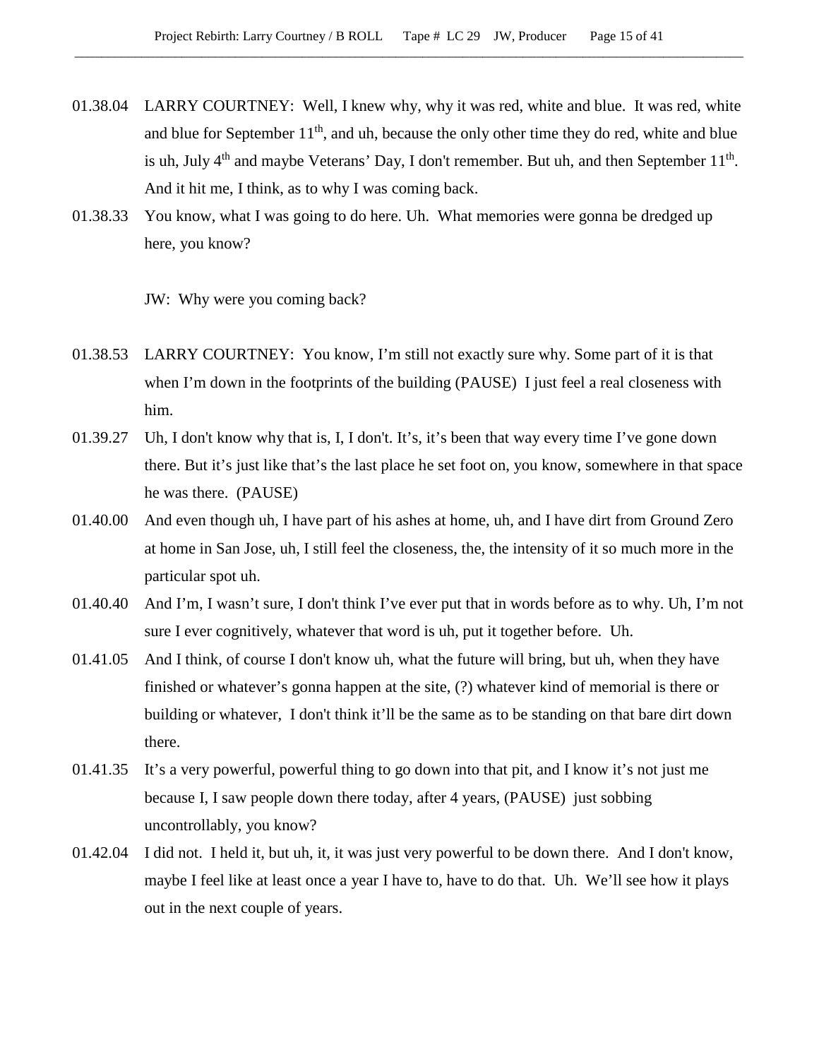01.38.04 LARRY COURTNEY: Well, I knew why, why it was red, white and blue. It was red, white and blue for September 11th, and uh, because the only other time they do red, white and blue is uh, July 4th and maybe Veterans' Day, I don't remember. But uh, and then September 11th. And it hit me, I think, as to why I was coming back.

01.38.33 You know, what I was going to do here. Uh. What memories were gonna be dredged up here, you know?

JW: Why were you coming back?

01.38.53 LARRY COURTNEY: You know, I'm still not exactly sure why. Some part of it is that when I'm down in the footprints of the building (PAUSE) I just feel a real closeness with him.

01.39.27 Uh, I don't know why that is, I, I don't. It's, it's been that way every time I've gone down there. But it's just like that's the last place he set foot on, you know, somewhere in that space he was there. (PAUSE)

01.40.00 And even though uh, I have part of his ashes at home, uh, and I have dirt from Ground Zero at home in San Jose, uh, I still feel the closeness, the, the intensity of it so much more in the particular spot uh.

01.40.40 And I'm, I wasn't sure, I don't think I've ever put that in words before as to why. Uh, I'm not sure I ever cognitively, whatever that word is uh, put it together before. Uh.

01.41.05 And I think, of course I don't know uh, what the future will bring, but uh, when they have finished or whatever's gonna happen at the site, (?) whatever kind of memorial is there or building or whatever, I don't think it'll be the same as to be standing on that bare dirt down there.

01.41.35 It's a very powerful, powerful thing to go down into that pit, and I know it's not just me because I, I saw people down there today, after 4 years, (PAUSE) just sobbing uncontrollably, you know?

01.42.04 I did not. I held it, but uh, it, it was just very powerful to be down there. And I don't know, maybe I feel like at least once a year I have to, have to do that. Uh. We'll see how it plays out in the next couple of years.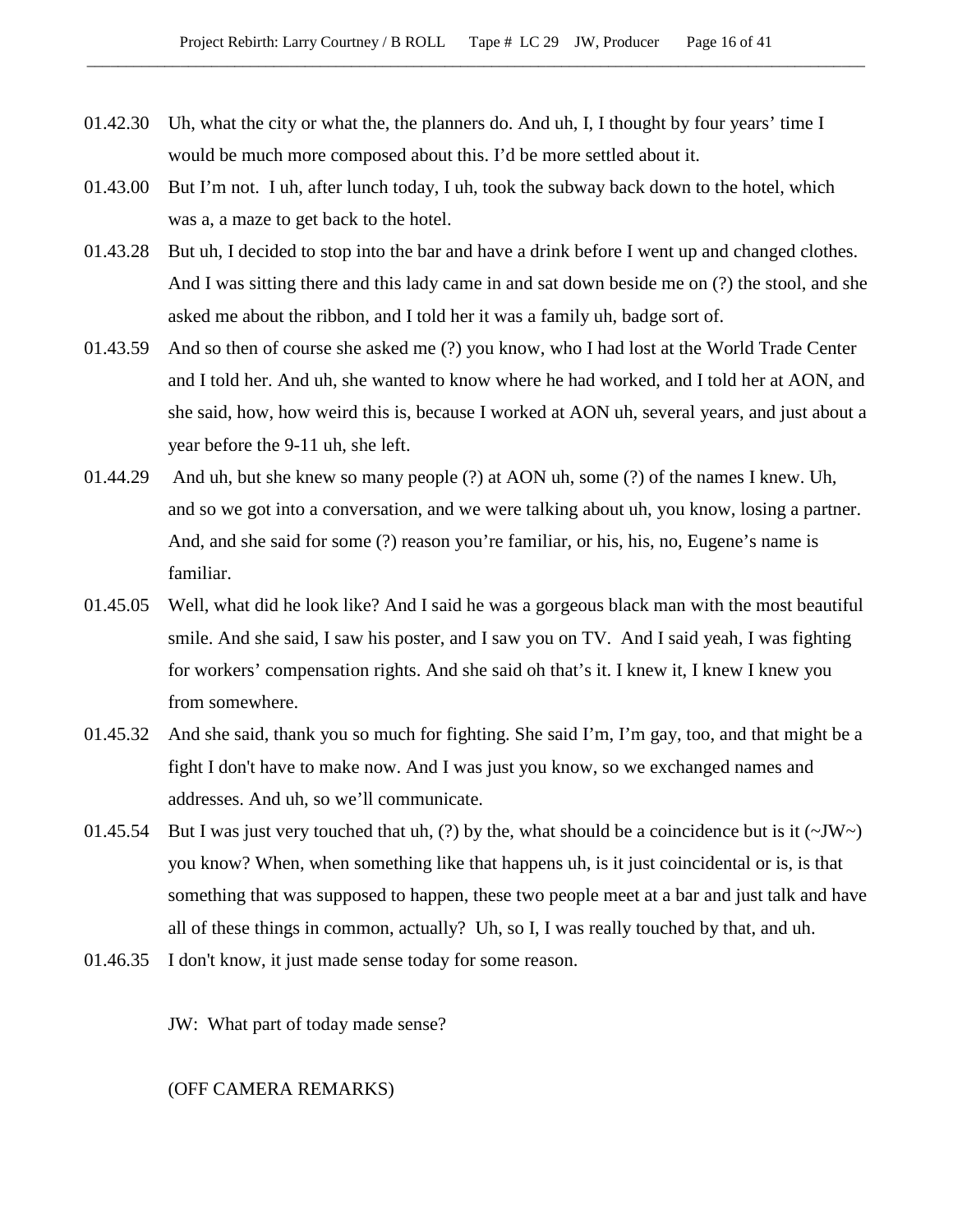01.42.30 Uh, what the city or what the, the planners do. And uh, I, I thought by four years' time I would be much more composed about this. I'd be more settled about it.

01.43.00 But I'm not. I uh, after lunch today, I uh, took the subway back down to the hotel, which was a, a maze to get back to the hotel.

01.43.28 But uh, I decided to stop into the bar and have a drink before I went up and changed clothes. And I was sitting there and this lady came in and sat down beside me on (?) the stool, and she asked me about the ribbon, and I told her it was a family uh, badge sort of.

01.43.59 And so then of course she asked me (?) you know, who I had lost at the World Trade Center and I told her. And uh, she wanted to know where he had worked, and I told her at AON, and she said, how, how weird this is, because I worked at AON uh, several years, and just about a year before the 9-11 uh, she left.

01.44.29 And uh, but she knew so many people (?) at AON uh, some (?) of the names I knew. Uh, and so we got into a conversation, and we were talking about uh, you know, losing a partner. And, and she said for some (?) reason you're familiar, or his, his, no, Eugene's name is familiar.

01.45.05 Well, what did he look like? And I said he was a gorgeous black man with the most beautiful smile. And she said, I saw his poster, and I saw you on TV. And I said yeah, I was fighting for workers' compensation rights. And she said oh that's it. I knew it, I knew I knew you from somewhere.

01.45.32 And she said, thank you so much for fighting. She said I'm, I'm gay, too, and that might be a fight I don't have to make now. And I was just you know, so we exchanged names and addresses. And uh, so we'll communicate.

01.45.54 But I was just very touched that uh, (?) by the, what should be a coincidence but is it (~JW~) you know? When, when something like that happens uh, is it just coincidental or is, is that something that was supposed to happen, these two people meet at a bar and just talk and have all of these things in common, actually? Uh, so I, I was really touched by that, and uh.

01.46.35 I don't know, it just made sense today for some reason.

JW: What part of today made sense?

(OFF CAMERA REMARKS)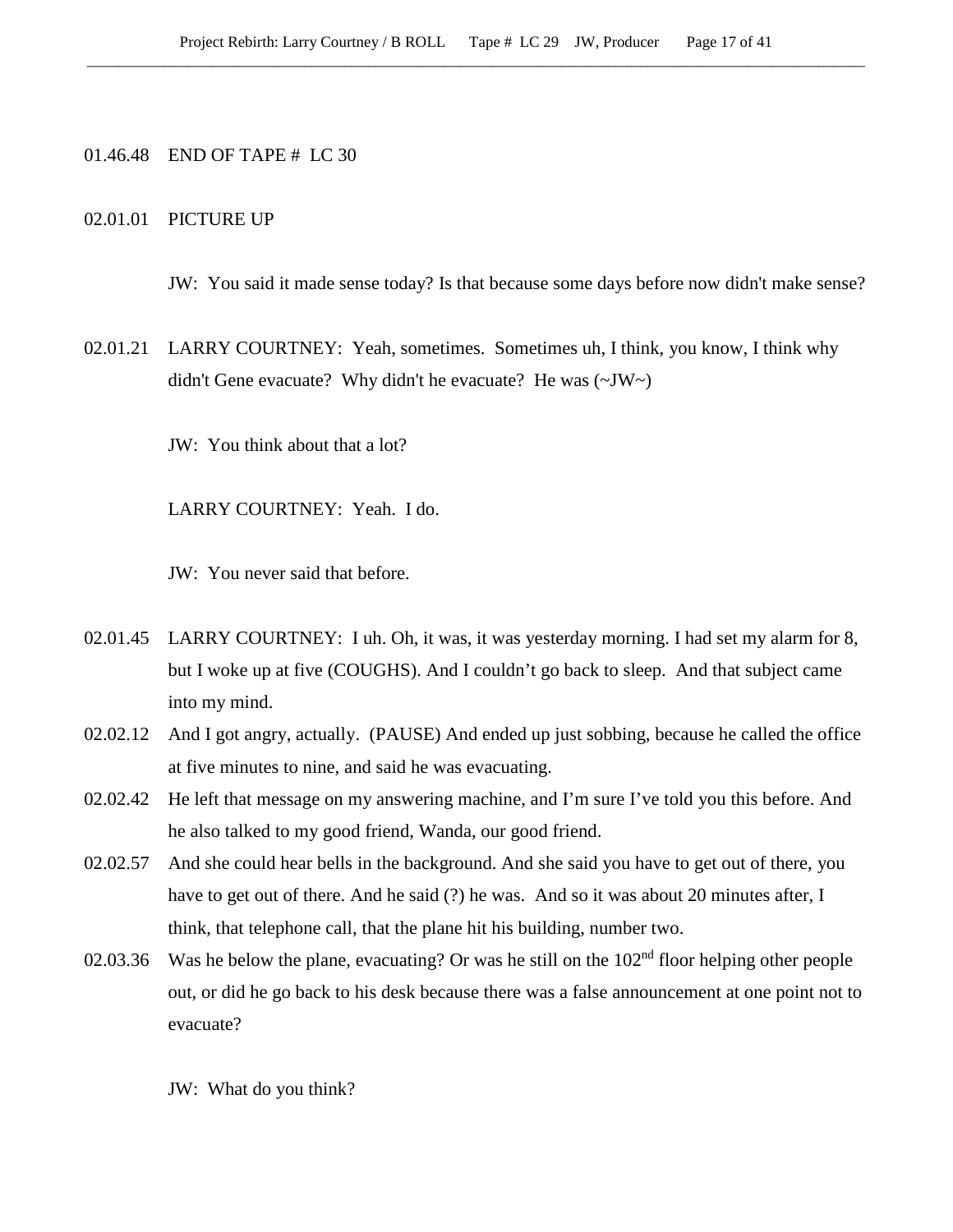01.46.48 END OF TAPE # LC 30

02.01.01 PICTURE UP

JW: You said it made sense today? Is that because some days before now didn't make sense?

02.01.21 LARRY COURTNEY: Yeah, sometimes. Sometimes uh, I think, you know, I think why didn't Gene evacuate? Why didn't he evacuate? He was (~JW~)

JW: You think about that a lot?

LARRY COURTNEY: Yeah. I do.

JW: You never said that before.

02.01.45 LARRY COURTNEY: I uh. Oh, it was, it was yesterday morning. I had set my alarm for 8, but I woke up at five (COUGHS). And I couldn't go back to sleep. And that subject came into my mind.

02.02.12 And I got angry, actually. (PAUSE) And ended up just sobbing, because he called the office at five minutes to nine, and said he was evacuating.

02.02.42 He left that message on my answering machine, and I'm sure I've told you this before. And he also talked to my good friend, Wanda, our good friend.

02.02.57 And she could hear bells in the background. And she said you have to get out of there, you have to get out of there. And he said (?) he was. And so it was about 20 minutes after, I think, that telephone call, that the plane hit his building, number two.

02.03.36 Was he below the plane, evacuating? Or was he still on the 102nd floor helping other people out, or did he go back to his desk because there was a false announcement at one point not to evacuate?

JW: What do you think?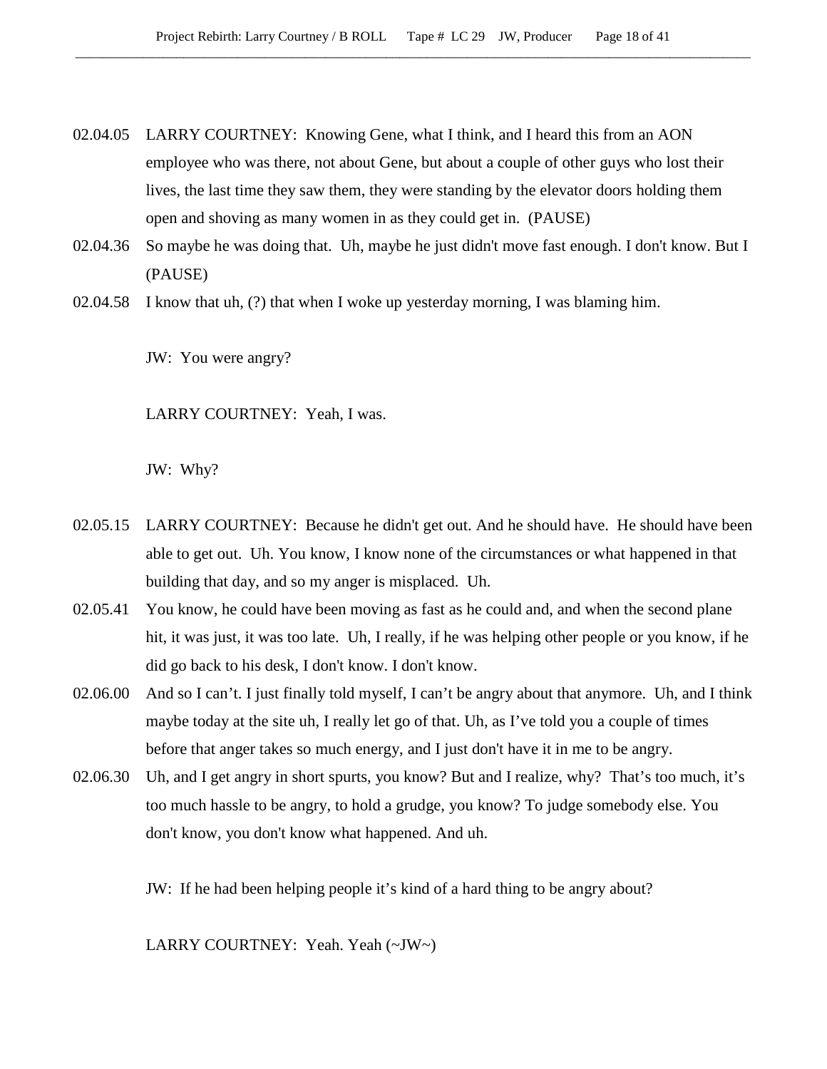02.04.05 LARRY COURTNEY: Knowing Gene, what I think, and I heard this from an AON employee who was there, not about Gene, but about a couple of other guys who lost their lives, the last time they saw them, they were standing by the elevator doors holding them open and shoving as many women in as they could get in. (PAUSE)

02.04.36 So maybe he was doing that. Uh, maybe he just didn't move fast enough. I don't know. But I (PAUSE)

02.04.58 I know that uh, (?) that when I woke up yesterday morning, I was blaming him.

JW: You were angry?

LARRY COURTNEY: Yeah, I was.

JW: Why?

02.05.15 LARRY COURTNEY: Because he didn't get out. And he should have. He should have been able to get out. Uh. You know, I know none of the circumstances or what happened in that building that day, and so my anger is misplaced. Uh.

02.05.41 You know, he could have been moving as fast as he could and, and when the second plane hit, it was just, it was too late. Uh, I really, if he was helping other people or you know, if he did go back to his desk, I don't know. I don't know.

02.06.00 And so I can't. I just finally told myself, I can't be angry about that anymore. Uh, and I think maybe today at the site uh, I really let go of that. Uh, as I've told you a couple of times before that anger takes so much energy, and I just don't have it in me to be angry.

02.06.30 Uh, and I get angry in short spurts, you know? But and I realize, why? That's too much, it's too much hassle to be angry, to hold a grudge, you know? To judge somebody else. You don't know, you don't know what happened. And uh.

JW: If he had been helping people it's kind of a hard thing to be angry about?

LARRY COURTNEY: Yeah. Yeah (~JW~)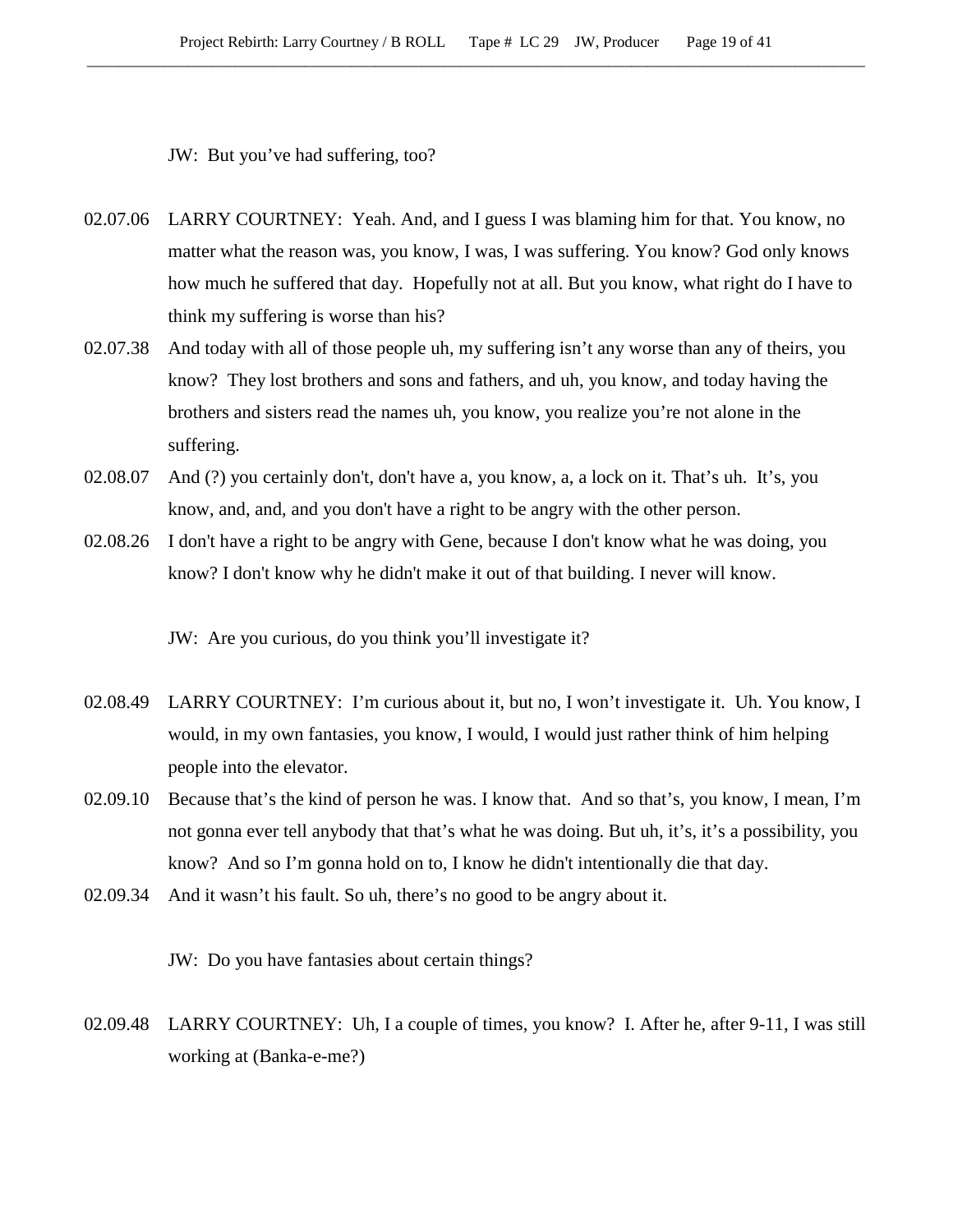JW: But you've had suffering, too?

02.07.06 LARRY COURTNEY: Yeah. And, and I guess I was blaming him for that. You know, no matter what the reason was, you know, I was, I was suffering. You know? God only knows how much he suffered that day. Hopefully not at all. But you know, what right do I have to think my suffering is worse than his?

02.07.38 And today with all of those people uh, my suffering isn't any worse than any of theirs, you know? They lost brothers and sons and fathers, and uh, you know, and today having the brothers and sisters read the names uh, you know, you realize you're not alone in the suffering.

02.08.07 And (?) you certainly don't, don't have a, you know, a, a lock on it. That's uh. It's, you know, and, and, and you don't have a right to be angry with the other person.

02.08.26 I don't have a right to be angry with Gene, because I don't know what he was doing, you know? I don't know why he didn't make it out of that building. I never will know.

JW: Are you curious, do you think you'll investigate it?

02.08.49 LARRY COURTNEY: I'm curious about it, but no, I won't investigate it. Uh. You know, I would, in my own fantasies, you know, I would, I would just rather think of him helping people into the elevator.

02.09.10 Because that's the kind of person he was. I know that. And so that's, you know, I mean, I'm not gonna ever tell anybody that that's what he was doing. But uh, it's, it's a possibility, you know? And so I'm gonna hold on to, I know he didn't intentionally die that day.

02.09.34 And it wasn't his fault. So uh, there's no good to be angry about it.

JW: Do you have fantasies about certain things?

02.09.48 LARRY COURTNEY: Uh, I a couple of times, you know? I. After he, after 9-11, I was still working at (Banka-e-me?)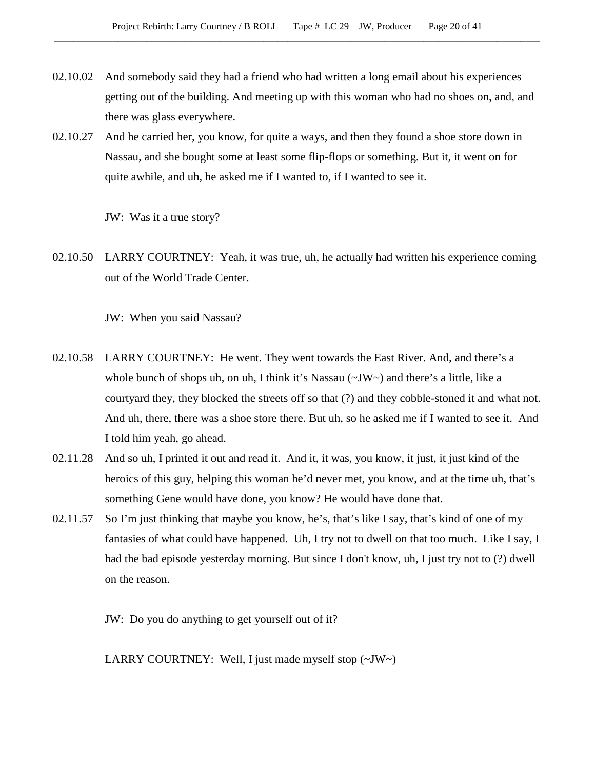02.10.02 And somebody said they had a friend who had written a long email about his experiences getting out of the building. And meeting up with this woman who had no shoes on, and, and there was glass everywhere.

02.10.27 And he carried her, you know, for quite a ways, and then they found a shoe store down in Nassau, and she bought some at least some flip-flops or something. But it, it went on for quite awhile, and uh, he asked me if I wanted to, if I wanted to see it.

JW: Was it a true story?

02.10.50 LARRY COURTNEY: Yeah, it was true, uh, he actually had written his experience coming out of the World Trade Center.

JW: When you said Nassau?

02.10.58 LARRY COURTNEY: He went. They went towards the East River. And, and there's a whole bunch of shops uh, on uh, I think it's Nassau (~JW~) and there's a little, like a courtyard they, they blocked the streets off so that (?) and they cobble-stoned it and what not. And uh, there, there was a shoe store there. But uh, so he asked me if I wanted to see it. And I told him yeah, go ahead.

02.11.28 And so uh, I printed it out and read it. And it, it was, you know, it just, it just kind of the heroics of this guy, helping this woman he'd never met, you know, and at the time uh, that's something Gene would have done, you know? He would have done that.

02.11.57 So I'm just thinking that maybe you know, he's, that's like I say, that's kind of one of my fantasies of what could have happened. Uh, I try not to dwell on that too much. Like I say, I had the bad episode yesterday morning. But since I don't know, uh, I just try not to (?) dwell on the reason.

JW: Do you do anything to get yourself out of it?

LARRY COURTNEY: Well, I just made myself stop (~JW~)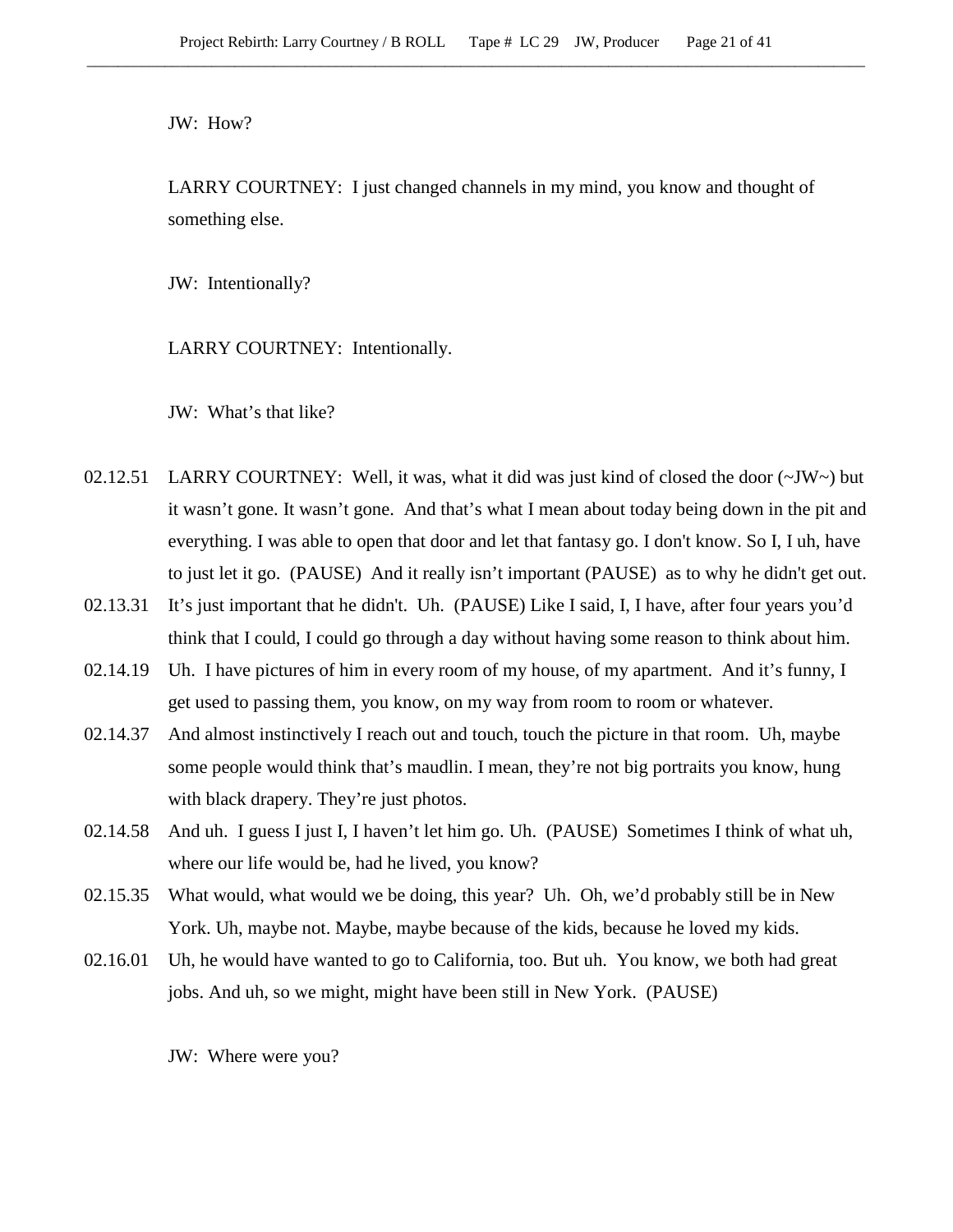JW: How?

LARRY COURTNEY: I just changed channels in my mind, you know and thought of something else.

JW: Intentionally?

LARRY COURTNEY: Intentionally.

JW: What's that like?

02.12.51 LARRY COURTNEY: Well, it was, what it did was just kind of closed the door (~JW~) but it wasn't gone. It wasn't gone. And that's what I mean about today being down in the pit and everything. I was able to open that door and let that fantasy go. I don't know. So I, I uh, have to just let it go. (PAUSE) And it really isn't important (PAUSE) as to why he didn't get out.

02.13.31 It's just important that he didn't. Uh. (PAUSE) Like I said, I, I have, after four years you'd think that I could, I could go through a day without having some reason to think about him.

02.14.19 Uh. I have pictures of him in every room of my house, of my apartment. And it's funny, I get used to passing them, you know, on my way from room to room or whatever.

02.14.37 And almost instinctively I reach out and touch, touch the picture in that room. Uh, maybe some people would think that's maudlin. I mean, they're not big portraits you know, hung with black drapery. They're just photos.

02.14.58 And uh. I guess I just I, I haven't let him go. Uh. (PAUSE) Sometimes I think of what uh, where our life would be, had he lived, you know?

02.15.35 What would, what would we be doing, this year? Uh. Oh, we'd probably still be in New York. Uh, maybe not. Maybe, maybe because of the kids, because he loved my kids.

02.16.01 Uh, he would have wanted to go to California, too. But uh. You know, we both had great jobs. And uh, so we might, might have been still in New York. (PAUSE)

JW: Where were you?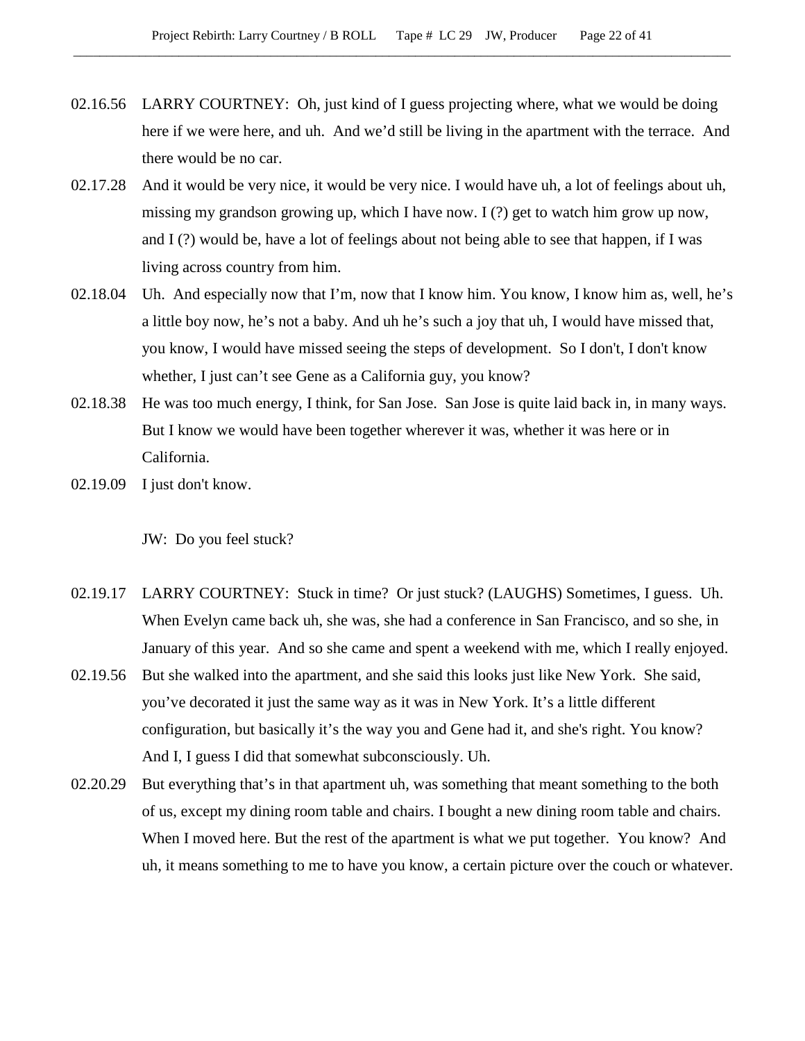02.16.56 LARRY COURTNEY: Oh, just kind of I guess projecting where, what we would be doing here if we were here, and uh. And we'd still be living in the apartment with the terrace. And there would be no car.

02.17.28 And it would be very nice, it would be very nice. I would have uh, a lot of feelings about uh, missing my grandson growing up, which I have now. I (?) get to watch him grow up now, and I (?) would be, have a lot of feelings about not being able to see that happen, if I was living across country from him.

02.18.04 Uh. And especially now that I'm, now that I know him. You know, I know him as, well, he's a little boy now, he's not a baby. And uh he's such a joy that uh, I would have missed that, you know, I would have missed seeing the steps of development. So I don't, I don't know whether, I just can't see Gene as a California guy, you know?

02.18.38 He was too much energy, I think, for San Jose. San Jose is quite laid back in, in many ways. But I know we would have been together wherever it was, whether it was here or in California.

02.19.09 I just don't know.

JW: Do you feel stuck?

02.19.17 LARRY COURTNEY: Stuck in time? Or just stuck? (LAUGHS) Sometimes, I guess. Uh. When Evelyn came back uh, she was, she had a conference in San Francisco, and so she, in January of this year. And so she came and spent a weekend with me, which I really enjoyed.

02.19.56 But she walked into the apartment, and she said this looks just like New York. She said, you've decorated it just the same way as it was in New York. It's a little different configuration, but basically it's the way you and Gene had it, and she's right. You know? And I, I guess I did that somewhat subconsciously. Uh.

02.20.29 But everything that's in that apartment uh, was something that meant something to the both of us, except my dining room table and chairs. I bought a new dining room table and chairs. When I moved here. But the rest of the apartment is what we put together. You know? And uh, it means something to me to have you know, a certain picture over the couch or whatever.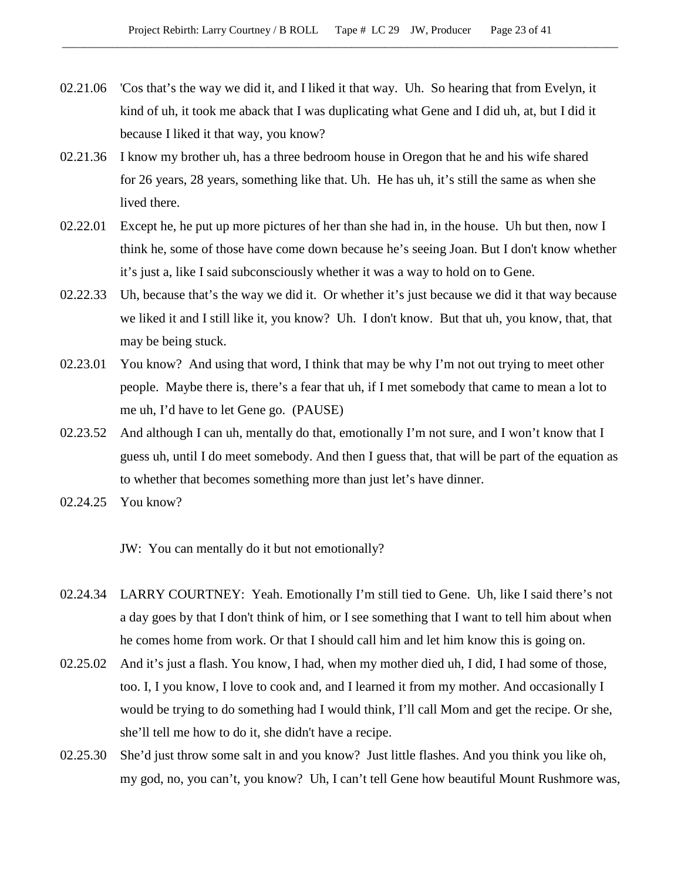02.21.06 'Cos that's the way we did it, and I liked it that way. Uh. So hearing that from Evelyn, it kind of uh, it took me aback that I was duplicating what Gene and I did uh, at, but I did it because I liked it that way, you know?

02.21.36 I know my brother uh, has a three bedroom house in Oregon that he and his wife shared for 26 years, 28 years, something like that. Uh. He has uh, it's still the same as when she lived there.

02.22.01 Except he, he put up more pictures of her than she had in, in the house. Uh but then, now I think he, some of those have come down because he's seeing Joan. But I don't know whether it's just a, like I said subconsciously whether it was a way to hold on to Gene.

02.22.33 Uh, because that's the way we did it. Or whether it's just because we did it that way because we liked it and I still like it, you know? Uh. I don't know. But that uh, you know, that, that may be being stuck.

02.23.01 You know? And using that word, I think that may be why I'm not out trying to meet other people. Maybe there is, there's a fear that uh, if I met somebody that came to mean a lot to me uh, I'd have to let Gene go. (PAUSE)

02.23.52 And although I can uh, mentally do that, emotionally I'm not sure, and I won't know that I guess uh, until I do meet somebody. And then I guess that, that will be part of the equation as to whether that becomes something more than just let's have dinner.

02.24.25 You know?

JW: You can mentally do it but not emotionally?

02.24.34 LARRY COURTNEY: Yeah. Emotionally I'm still tied to Gene. Uh, like I said there's not a day goes by that I don't think of him, or I see something that I want to tell him about when he comes home from work. Or that I should call him and let him know this is going on.

02.25.02 And it's just a flash. You know, I had, when my mother died uh, I did, I had some of those, too. I, I you know, I love to cook and, and I learned it from my mother. And occasionally I would be trying to do something had I would think, I'll call Mom and get the recipe. Or she, she'll tell me how to do it, she didn't have a recipe.

02.25.30 She'd just throw some salt in and you know? Just little flashes. And you think you like oh, my god, no, you can't, you know? Uh, I can't tell Gene how beautiful Mount Rushmore was,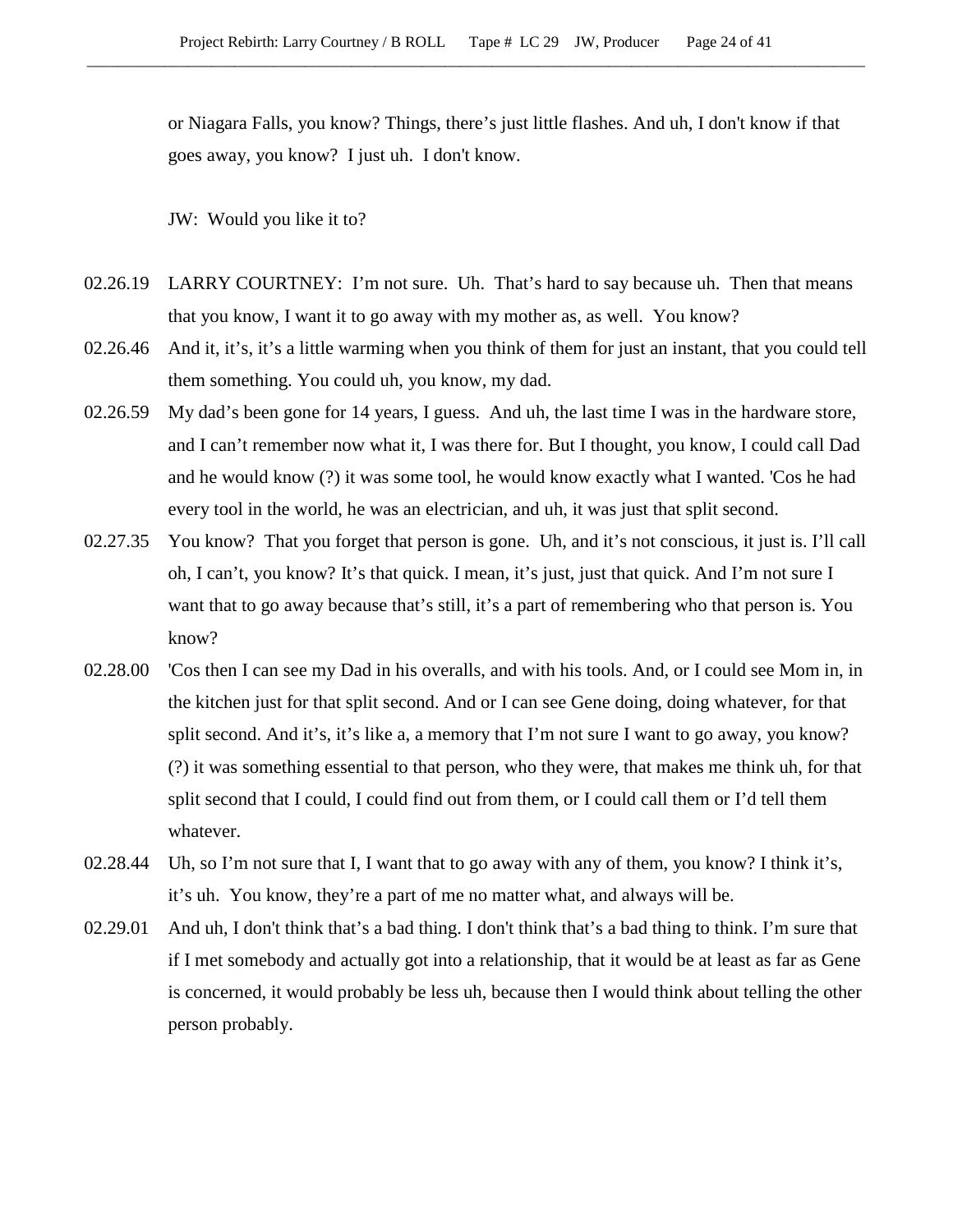or Niagara Falls, you know? Things, there's just little flashes. And uh, I don't know if that goes away, you know? I just uh. I don't know.

JW: Would you like it to?

02.26.19 LARRY COURTNEY: I'm not sure. Uh. That's hard to say because uh. Then that means that you know, I want it to go away with my mother as, as well. You know?

02.26.46 And it, it's, it's a little warming when you think of them for just an instant, that you could tell them something. You could uh, you know, my dad.

02.26.59 My dad's been gone for 14 years, I guess. And uh, the last time I was in the hardware store, and I can't remember now what it, I was there for. But I thought, you know, I could call Dad and he would know (?) it was some tool, he would know exactly what I wanted. 'Cos he had every tool in the world, he was an electrician, and uh, it was just that split second.

02.27.35 You know? That you forget that person is gone. Uh, and it's not conscious, it just is. I'll call oh, I can't, you know? It's that quick. I mean, it's just, just that quick. And I'm not sure I want that to go away because that's still, it's a part of remembering who that person is. You know?

02.28.00 'Cos then I can see my Dad in his overalls, and with his tools. And, or I could see Mom in, in the kitchen just for that split second. And or I can see Gene doing, doing whatever, for that split second. And it's, it's like a, a memory that I'm not sure I want to go away, you know? (?) it was something essential to that person, who they were, that makes me think uh, for that split second that I could, I could find out from them, or I could call them or I'd tell them whatever.

02.28.44 Uh, so I'm not sure that I, I want that to go away with any of them, you know? I think it's, it's uh. You know, they're a part of me no matter what, and always will be.

02.29.01 And uh, I don't think that's a bad thing. I don't think that's a bad thing to think. I'm sure that if I met somebody and actually got into a relationship, that it would be at least as far as Gene is concerned, it would probably be less uh, because then I would think about telling the other person probably.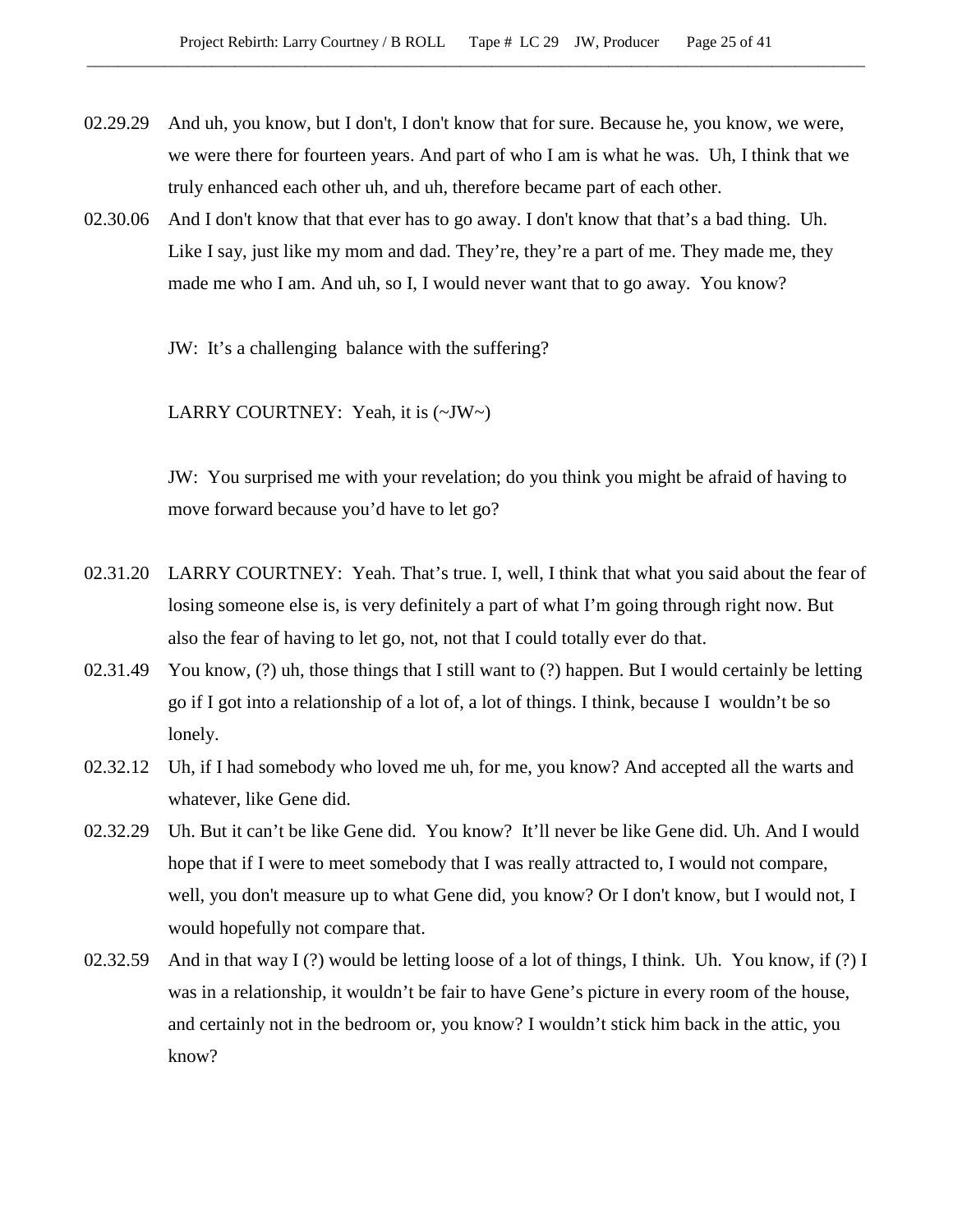02.29.29 And uh, you know, but I don't, I don't know that for sure. Because he, you know, we were, we were there for fourteen years. And part of who I am is what he was. Uh, I think that we truly enhanced each other uh, and uh, therefore became part of each other.

02.30.06 And I don't know that that ever has to go away. I don't know that that's a bad thing. Uh. Like I say, just like my mom and dad. They're, they're a part of me. They made me, they made me who I am. And uh, so I, I would never want that to go away. You know?

JW: It's a challenging balance with the suffering?

LARRY COURTNEY: Yeah, it is (~JW~)

JW: You surprised me with your revelation; do you think you might be afraid of having to move forward because you'd have to let go?

02.31.20 LARRY COURTNEY: Yeah. That's true. I, well, I think that what you said about the fear of losing someone else is, is very definitely a part of what I'm going through right now. But also the fear of having to let go, not, not that I could totally ever do that.

02.31.49 You know, (?) uh, those things that I still want to (?) happen. But I would certainly be letting go if I got into a relationship of a lot of, a lot of things. I think, because I wouldn't be so lonely.

02.32.12 Uh, if I had somebody who loved me uh, for me, you know? And accepted all the warts and whatever, like Gene did.

02.32.29 Uh. But it can't be like Gene did. You know? It'll never be like Gene did. Uh. And I would hope that if I were to meet somebody that I was really attracted to, I would not compare, well, you don't measure up to what Gene did, you know? Or I don't know, but I would not, I would hopefully not compare that.

02.32.59 And in that way I (?) would be letting loose of a lot of things, I think. Uh. You know, if (?) I was in a relationship, it wouldn't be fair to have Gene's picture in every room of the house, and certainly not in the bedroom or, you know? I wouldn't stick him back in the attic, you know?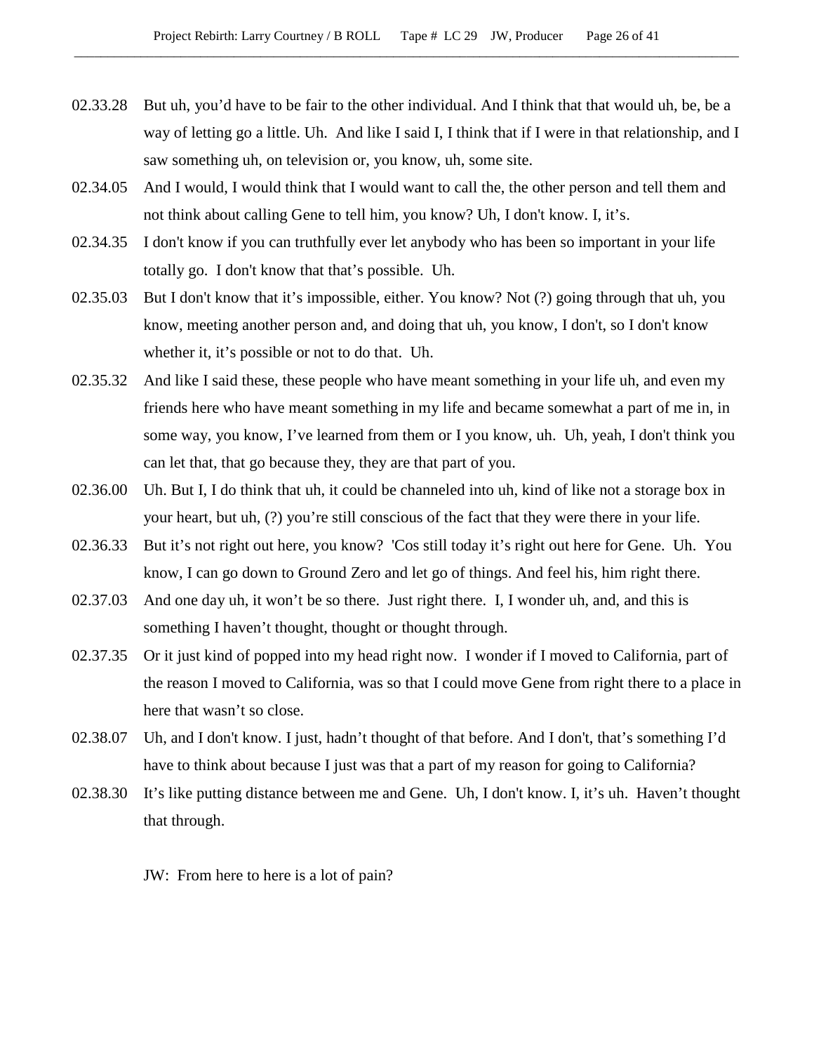02.33.28 But uh, you'd have to be fair to the other individual. And I think that that would uh, be, be a way of letting go a little. Uh. And like I said I, I think that if I were in that relationship, and I saw something uh, on television or, you know, uh, some site.

02.34.05 And I would, I would think that I would want to call the, the other person and tell them and not think about calling Gene to tell him, you know? Uh, I don't know. I, it's.

02.34.35 I don't know if you can truthfully ever let anybody who has been so important in your life totally go. I don't know that that's possible. Uh.

02.35.03 But I don't know that it's impossible, either. You know? Not (?) going through that uh, you know, meeting another person and, and doing that uh, you know, I don't, so I don't know whether it, it's possible or not to do that. Uh.

02.35.32 And like I said these, these people who have meant something in your life uh, and even my friends here who have meant something in my life and became somewhat a part of me in, in some way, you know, I've learned from them or I you know, uh. Uh, yeah, I don't think you can let that, that go because they, they are that part of you.

02.36.00 Uh. But I, I do think that uh, it could be channeled into uh, kind of like not a storage box in your heart, but uh, (?) you're still conscious of the fact that they were there in your life.

02.36.33 But it's not right out here, you know? 'Cos still today it's right out here for Gene. Uh. You know, I can go down to Ground Zero and let go of things. And feel his, him right there.

02.37.03 And one day uh, it won't be so there. Just right there. I, I wonder uh, and, and this is something I haven't thought, thought or thought through.

02.37.35 Or it just kind of popped into my head right now. I wonder if I moved to California, part of the reason I moved to California, was so that I could move Gene from right there to a place in here that wasn't so close.

02.38.07 Uh, and I don't know. I just, hadn't thought of that before. And I don't, that's something I'd have to think about because I just was that a part of my reason for going to California?

02.38.30 It's like putting distance between me and Gene. Uh, I don't know. I, it's uh. Haven't thought that through.

JW: From here to here is a lot of pain?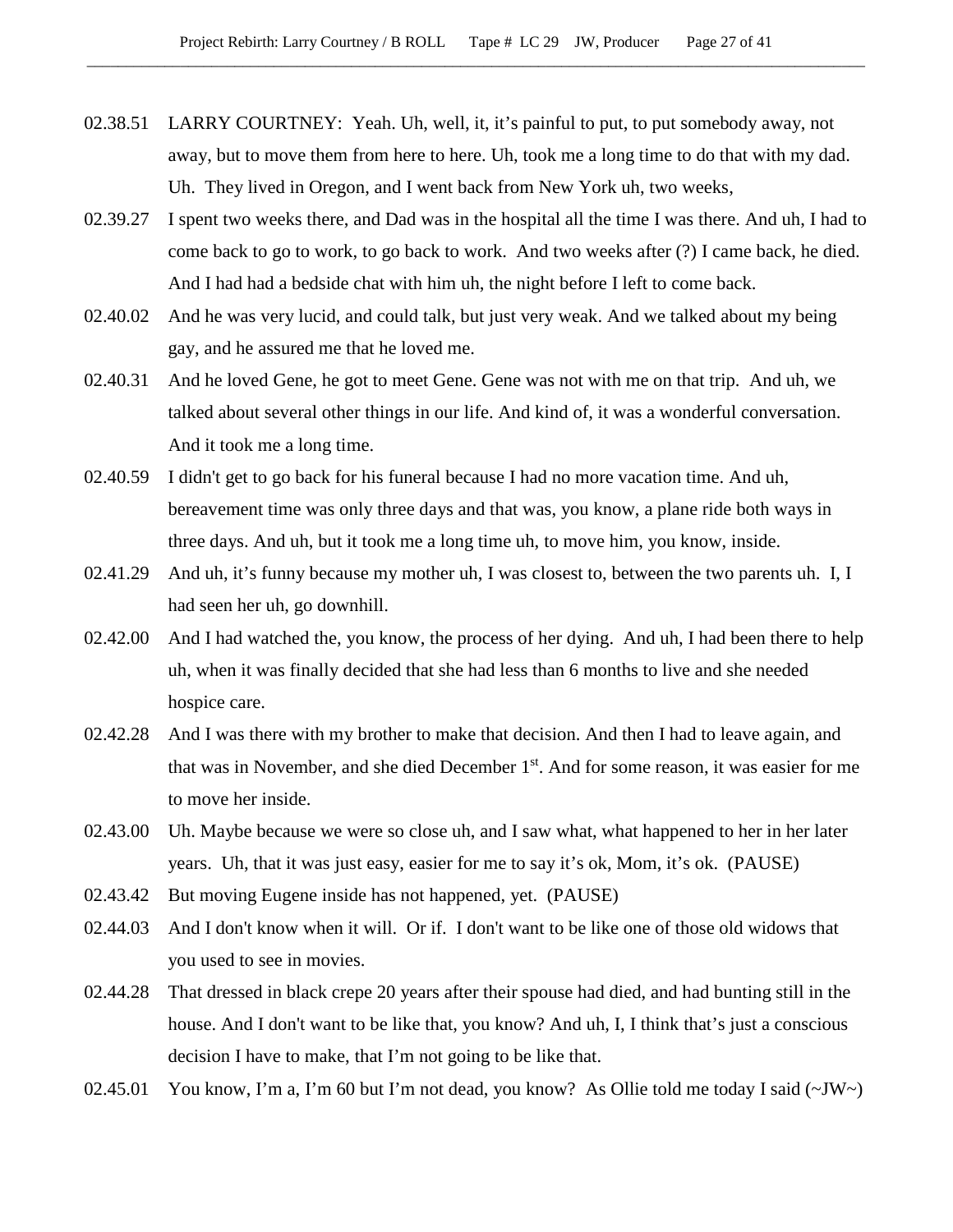02.38.51 LARRY COURTNEY: Yeah. Uh, well, it, it's painful to put, to put somebody away, not away, but to move them from here to here. Uh, took me a long time to do that with my dad. Uh. They lived in Oregon, and I went back from New York uh, two weeks,

02.39.27 I spent two weeks there, and Dad was in the hospital all the time I was there. And uh, I had to come back to go to work, to go back to work. And two weeks after (?) I came back, he died. And I had had a bedside chat with him uh, the night before I left to come back.

02.40.02 And he was very lucid, and could talk, but just very weak. And we talked about my being gay, and he assured me that he loved me.

02.40.31 And he loved Gene, he got to meet Gene. Gene was not with me on that trip. And uh, we talked about several other things in our life. And kind of, it was a wonderful conversation. And it took me a long time.

02.40.59 I didn't get to go back for his funeral because I had no more vacation time. And uh, bereavement time was only three days and that was, you know, a plane ride both ways in three days. And uh, but it took me a long time uh, to move him, you know, inside.

02.41.29 And uh, it's funny because my mother uh, I was closest to, between the two parents uh. I, I had seen her uh, go downhill.

02.42.00 And I had watched the, you know, the process of her dying. And uh, I had been there to help uh, when it was finally decided that she had less than 6 months to live and she needed hospice care.

02.42.28 And I was there with my brother to make that decision. And then I had to leave again, and that was in November, and she died December 1st. And for some reason, it was easier for me to move her inside.

02.43.00 Uh. Maybe because we were so close uh, and I saw what, what happened to her in her later years. Uh, that it was just easy, easier for me to say it's ok, Mom, it's ok. (PAUSE)

02.43.42 But moving Eugene inside has not happened, yet. (PAUSE)

02.44.03 And I don't know when it will. Or if. I don't want to be like one of those old widows that you used to see in movies.

02.44.28 That dressed in black crepe 20 years after their spouse had died, and had bunting still in the house. And I don't want to be like that, you know? And uh, I, I think that's just a conscious decision I have to make, that I'm not going to be like that.

02.45.01 You know, I'm a, I'm 60 but I'm not dead, you know? As Ollie told me today I said (~JW~)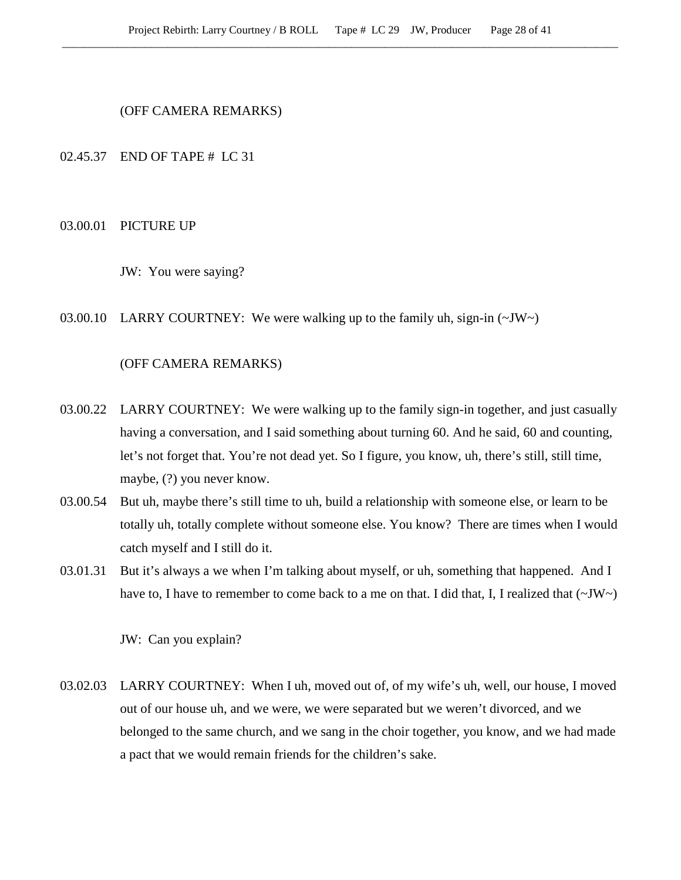(OFF CAMERA REMARKS)

02.45.37 END OF TAPE # LC 31

03.00.01 PICTURE UP

JW: You were saying?

03.00.10 LARRY COURTNEY: We were walking up to the family uh, sign-in (~JW~)

(OFF CAMERA REMARKS)

03.00.22 LARRY COURTNEY: We were walking up to the family sign-in together, and just casually having a conversation, and I said something about turning 60. And he said, 60 and counting, let's not forget that. You're not dead yet. So I figure, you know, uh, there's still, still time, maybe, (?) you never know.

03.00.54 But uh, maybe there's still time to uh, build a relationship with someone else, or learn to be totally uh, totally complete without someone else. You know? There are times when I would catch myself and I still do it.

03.01.31 But it's always a we when I'm talking about myself, or uh, something that happened. And I have to, I have to remember to come back to a me on that. I did that, I, I realized that (~JW~)

JW: Can you explain?

03.02.03 LARRY COURTNEY: When I uh, moved out of, of my wife's uh, well, our house, I moved out of our house uh, and we were, we were separated but we weren't divorced, and we belonged to the same church, and we sang in the choir together, you know, and we had made a pact that we would remain friends for the children's sake.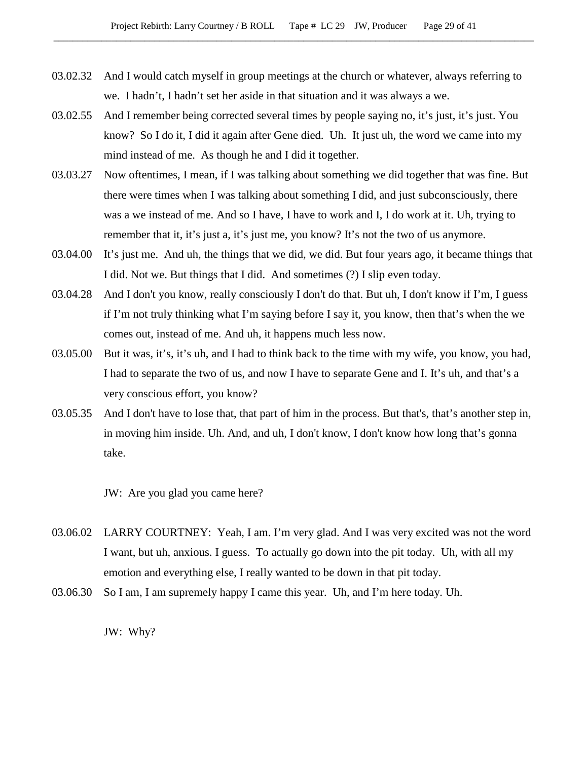03.02.32 And I would catch myself in group meetings at the church or whatever, always referring to we. I hadn't, I hadn't set her aside in that situation and it was always a we.

03.02.55 And I remember being corrected several times by people saying no, it's just, it's just. You know? So I do it, I did it again after Gene died. Uh. It just uh, the word we came into my mind instead of me. As though he and I did it together.

03.03.27 Now oftentimes, I mean, if I was talking about something we did together that was fine. But there were times when I was talking about something I did, and just subconsciously, there was a we instead of me. And so I have, I have to work and I, I do work at it. Uh, trying to remember that it, it's just a, it's just me, you know? It's not the two of us anymore.

03.04.00 It's just me. And uh, the things that we did, we did. But four years ago, it became things that I did. Not we. But things that I did. And sometimes (?) I slip even today.

03.04.28 And I don't you know, really consciously I don't do that. But uh, I don't know if I'm, I guess if I'm not truly thinking what I'm saying before I say it, you know, then that's when the we comes out, instead of me. And uh, it happens much less now.

03.05.00 But it was, it's, it's uh, and I had to think back to the time with my wife, you know, you had, I had to separate the two of us, and now I have to separate Gene and I. It's uh, and that's a very conscious effort, you know?

03.05.35 And I don't have to lose that, that part of him in the process. But that's, that's another step in, in moving him inside. Uh. And, and uh, I don't know, I don't know how long that's gonna take.

JW: Are you glad you came here?

03.06.02 LARRY COURTNEY: Yeah, I am. I'm very glad. And I was very excited was not the word I want, but uh, anxious. I guess. To actually go down into the pit today. Uh, with all my emotion and everything else, I really wanted to be down in that pit today.

03.06.30 So I am, I am supremely happy I came this year. Uh, and I'm here today. Uh.

JW: Why?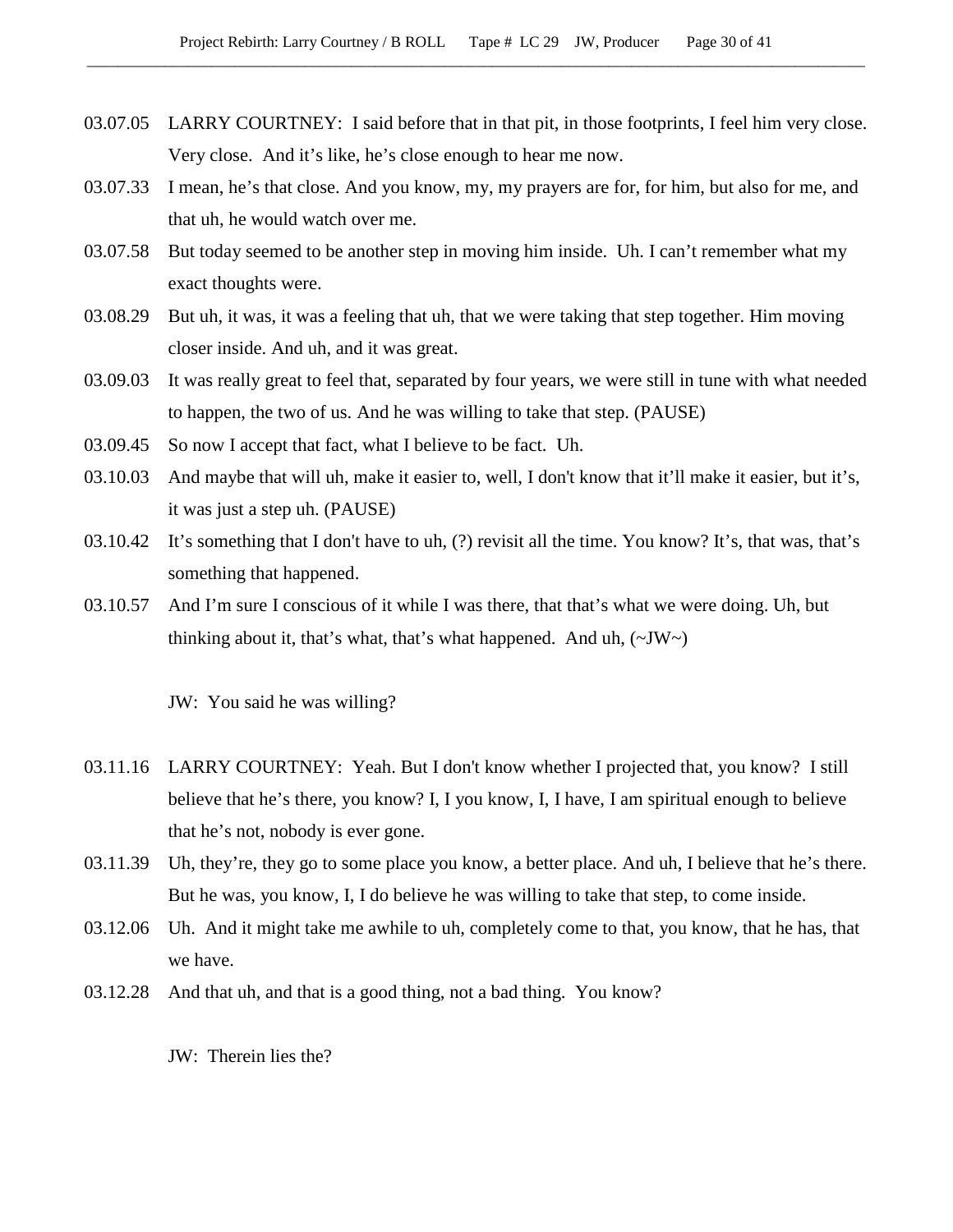03.07.05 LARRY COURTNEY: I said before that in that pit, in those footprints, I feel him very close. Very close. And it's like, he's close enough to hear me now.

03.07.33 I mean, he's that close. And you know, my, my prayers are for, for him, but also for me, and that uh, he would watch over me.

03.07.58 But today seemed to be another step in moving him inside. Uh. I can't remember what my exact thoughts were.

03.08.29 But uh, it was, it was a feeling that uh, that we were taking that step together. Him moving closer inside. And uh, and it was great.

03.09.03 It was really great to feel that, separated by four years, we were still in tune with what needed to happen, the two of us. And he was willing to take that step. (PAUSE)

03.09.45 So now I accept that fact, what I believe to be fact. Uh.

03.10.03 And maybe that will uh, make it easier to, well, I don't know that it'll make it easier, but it's, it was just a step uh. (PAUSE)

03.10.42 It's something that I don't have to uh, (?) revisit all the time. You know? It's, that was, that's something that happened.

03.10.57 And I'm sure I conscious of it while I was there, that that's what we were doing. Uh, but thinking about it, that's what, that's what happened. And uh, (~JW~)

JW: You said he was willing?

03.11.16 LARRY COURTNEY: Yeah. But I don't know whether I projected that, you know? I still believe that he's there, you know? I, I you know, I, I have, I am spiritual enough to believe that he's not, nobody is ever gone.

03.11.39 Uh, they're, they go to some place you know, a better place. And uh, I believe that he's there. But he was, you know, I, I do believe he was willing to take that step, to come inside.

03.12.06 Uh. And it might take me awhile to uh, completely come to that, you know, that he has, that we have.

03.12.28 And that uh, and that is a good thing, not a bad thing. You know?

JW: Therein lies the?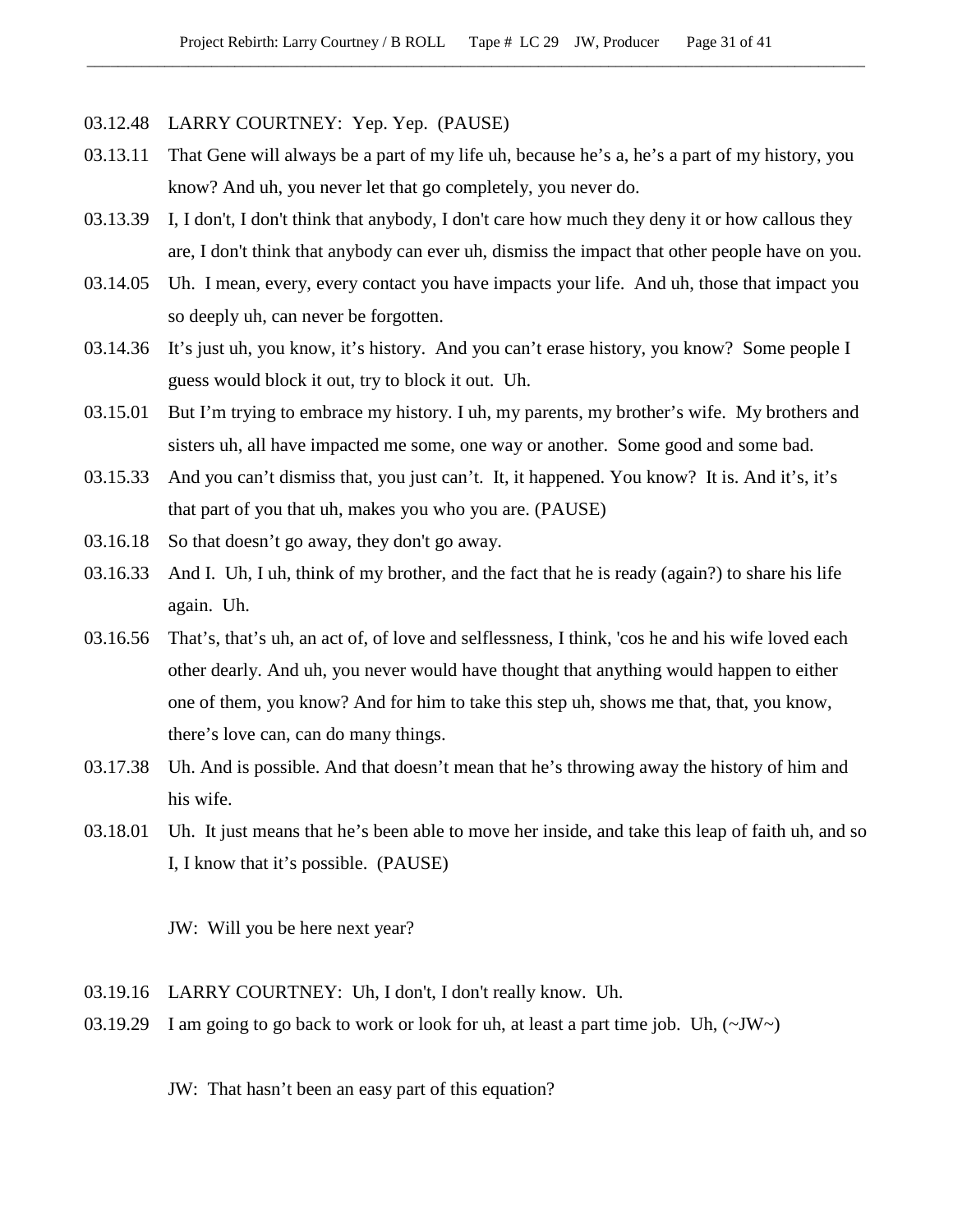03.12.48 LARRY COURTNEY: Yep. Yep. (PAUSE)

03.13.11 That Gene will always be a part of my life uh, because he's a, he's a part of my history, you know? And uh, you never let that go completely, you never do.

03.13.39 I, I don't, I don't think that anybody, I don't care how much they deny it or how callous they are, I don't think that anybody can ever uh, dismiss the impact that other people have on you.

03.14.05 Uh. I mean, every, every contact you have impacts your life. And uh, those that impact you so deeply uh, can never be forgotten.

03.14.36 It's just uh, you know, it's history. And you can't erase history, you know? Some people I guess would block it out, try to block it out. Uh.

03.15.01 But I'm trying to embrace my history. I uh, my parents, my brother's wife. My brothers and sisters uh, all have impacted me some, one way or another. Some good and some bad.

03.15.33 And you can't dismiss that, you just can't. It, it happened. You know? It is. And it's, it's that part of you that uh, makes you who you are. (PAUSE)

03.16.18 So that doesn't go away, they don't go away.

03.16.33 And I. Uh, I uh, think of my brother, and the fact that he is ready (again?) to share his life again. Uh.

03.16.56 That's, that's uh, an act of, of love and selflessness, I think, 'cos he and his wife loved each other dearly. And uh, you never would have thought that anything would happen to either one of them, you know? And for him to take this step uh, shows me that, that, you know, there's love can, can do many things.

03.17.38 Uh. And is possible. And that doesn't mean that he's throwing away the history of him and his wife.

03.18.01 Uh. It just means that he's been able to move her inside, and take this leap of faith uh, and so I, I know that it's possible. (PAUSE)

JW: Will you be here next year?

03.19.16 LARRY COURTNEY: Uh, I don't, I don't really know. Uh.

03.19.29 I am going to go back to work or look for uh, at least a part time job. Uh, (~JW~)

JW: That hasn't been an easy part of this equation?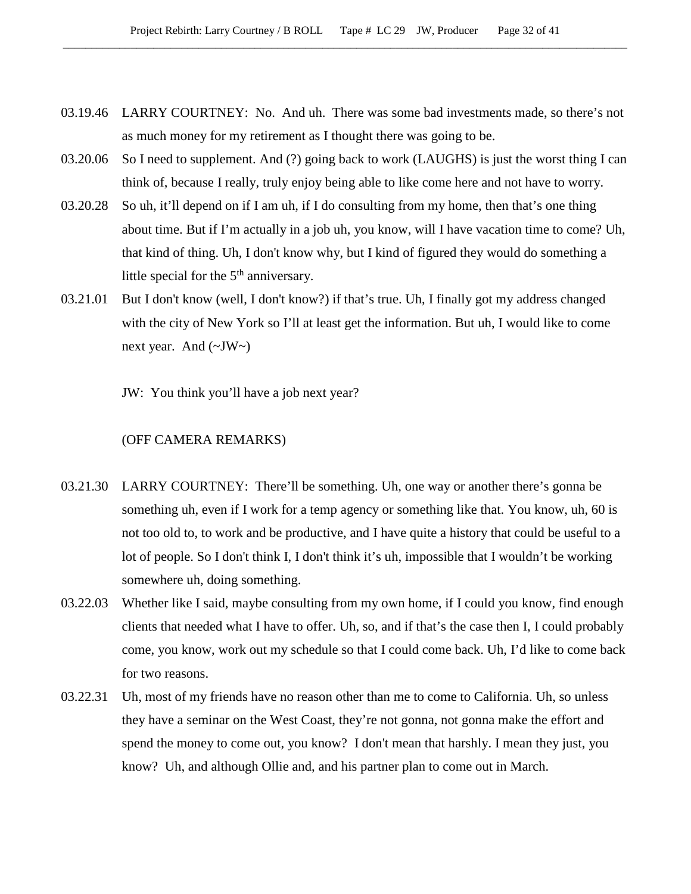03.19.46 LARRY COURTNEY: No. And uh. There was some bad investments made, so there's not as much money for my retirement as I thought there was going to be.

03.20.06 So I need to supplement. And (?) going back to work (LAUGHS) is just the worst thing I can think of, because I really, truly enjoy being able to like come here and not have to worry.

03.20.28 So uh, it'll depend on if I am uh, if I do consulting from my home, then that's one thing about time. But if I'm actually in a job uh, you know, will I have vacation time to come? Uh, that kind of thing. Uh, I don't know why, but I kind of figured they would do something a little special for the 5th anniversary.

03.21.01 But I don't know (well, I don't know?) if that's true. Uh, I finally got my address changed with the city of New York so I'll at least get the information. But uh, I would like to come next year. And (~JW~)

JW: You think you'll have a job next year?

(OFF CAMERA REMARKS)

03.21.30 LARRY COURTNEY: There'll be something. Uh, one way or another there's gonna be something uh, even if I work for a temp agency or something like that. You know, uh, 60 is not too old to, to work and be productive, and I have quite a history that could be useful to a lot of people. So I don't think I, I don't think it's uh, impossible that I wouldn't be working somewhere uh, doing something.

03.22.03 Whether like I said, maybe consulting from my own home, if I could you know, find enough clients that needed what I have to offer. Uh, so, and if that's the case then I, I could probably come, you know, work out my schedule so that I could come back. Uh, I'd like to come back for two reasons.

03.22.31 Uh, most of my friends have no reason other than me to come to California. Uh, so unless they have a seminar on the West Coast, they're not gonna, not gonna make the effort and spend the money to come out, you know? I don't mean that harshly. I mean they just, you know? Uh, and although Ollie and, and his partner plan to come out in March.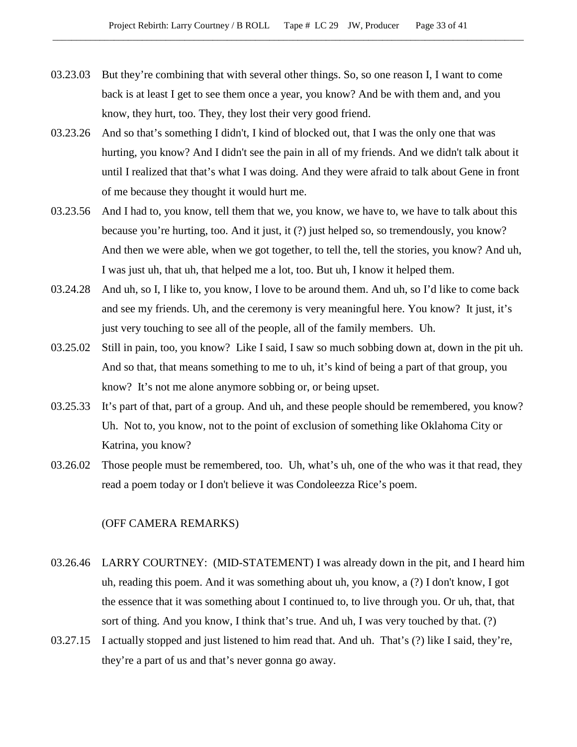03.23.03 But they're combining that with several other things. So, so one reason I, I want to come back is at least I get to see them once a year, you know? And be with them and, and you know, they hurt, too. They, they lost their very good friend.

03.23.26 And so that's something I didn't, I kind of blocked out, that I was the only one that was hurting, you know? And I didn't see the pain in all of my friends. And we didn't talk about it until I realized that that's what I was doing. And they were afraid to talk about Gene in front of me because they thought it would hurt me.

03.23.56 And I had to, you know, tell them that we, you know, we have to, we have to talk about this because you're hurting, too. And it just, it (?) just helped so, so tremendously, you know? And then we were able, when we got together, to tell the, tell the stories, you know? And uh, I was just uh, that uh, that helped me a lot, too. But uh, I know it helped them.

03.24.28 And uh, so I, I like to, you know, I love to be around them. And uh, so I'd like to come back and see my friends. Uh, and the ceremony is very meaningful here. You know? It just, it's just very touching to see all of the people, all of the family members. Uh.

03.25.02 Still in pain, too, you know? Like I said, I saw so much sobbing down at, down in the pit uh. And so that, that means something to me to uh, it's kind of being a part of that group, you know? It's not me alone anymore sobbing or, or being upset.

03.25.33 It's part of that, part of a group. And uh, and these people should be remembered, you know? Uh. Not to, you know, not to the point of exclusion of something like Oklahoma City or Katrina, you know?

03.26.02 Those people must be remembered, too. Uh, what's uh, one of the who was it that read, they read a poem today or I don't believe it was Condoleezza Rice's poem.

(OFF CAMERA REMARKS)

03.26.46 LARRY COURTNEY: (MID-STATEMENT) I was already down in the pit, and I heard him uh, reading this poem. And it was something about uh, you know, a (?) I don't know, I got the essence that it was something about I continued to, to live through you. Or uh, that, that sort of thing. And you know, I think that's true. And uh, I was very touched by that. (?)

03.27.15 I actually stopped and just listened to him read that. And uh. That's (?) like I said, they're, they're a part of us and that's never gonna go away.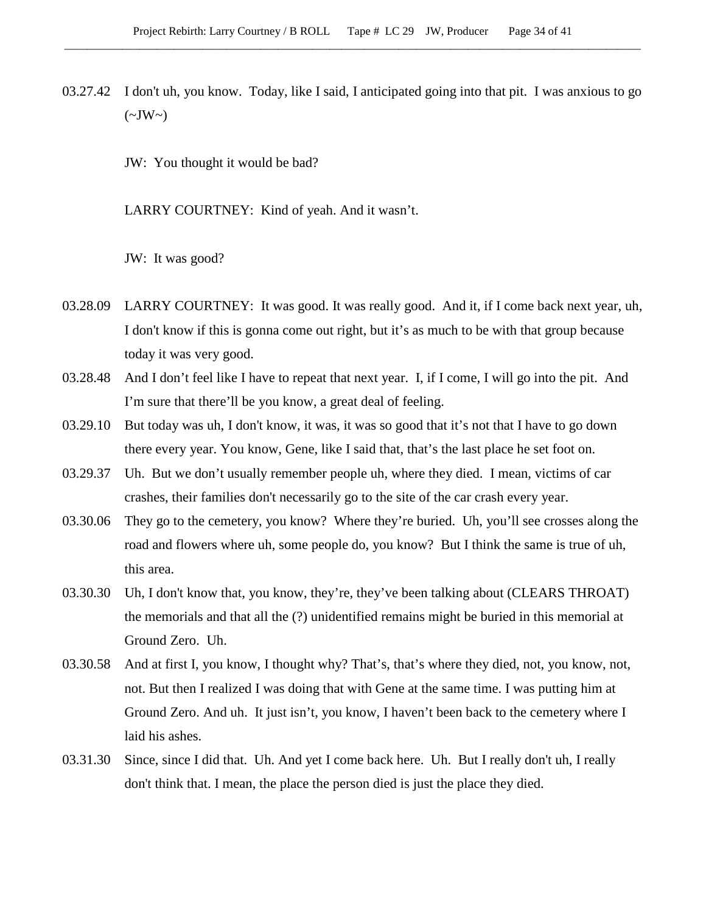03.27.42 I don't uh, you know. Today, like I said, I anticipated going into that pit. I was anxious to go (~JW~)

JW: You thought it would be bad?

LARRY COURTNEY: Kind of yeah. And it wasn't.

JW: It was good?

03.28.09 LARRY COURTNEY: It was good. It was really good. And it, if I come back next year, uh, I don't know if this is gonna come out right, but it's as much to be with that group because today it was very good.

03.28.48 And I don't feel like I have to repeat that next year. I, if I come, I will go into the pit. And I'm sure that there'll be you know, a great deal of feeling.

03.29.10 But today was uh, I don't know, it was, it was so good that it's not that I have to go down there every year. You know, Gene, like I said that, that's the last place he set foot on.

03.29.37 Uh. But we don't usually remember people uh, where they died. I mean, victims of car crashes, their families don't necessarily go to the site of the car crash every year.

03.30.06 They go to the cemetery, you know? Where they're buried. Uh, you'll see crosses along the road and flowers where uh, some people do, you know? But I think the same is true of uh, this area.

03.30.30 Uh, I don't know that, you know, they're, they've been talking about (CLEARS THROAT) the memorials and that all the (?) unidentified remains might be buried in this memorial at Ground Zero. Uh.

03.30.58 And at first I, you know, I thought why? That's, that's where they died, not, you know, not, not. But then I realized I was doing that with Gene at the same time. I was putting him at Ground Zero. And uh. It just isn't, you know, I haven't been back to the cemetery where I laid his ashes.

03.31.30 Since, since I did that. Uh. And yet I come back here. Uh. But I really don't uh, I really don't think that. I mean, the place the person died is just the place they died.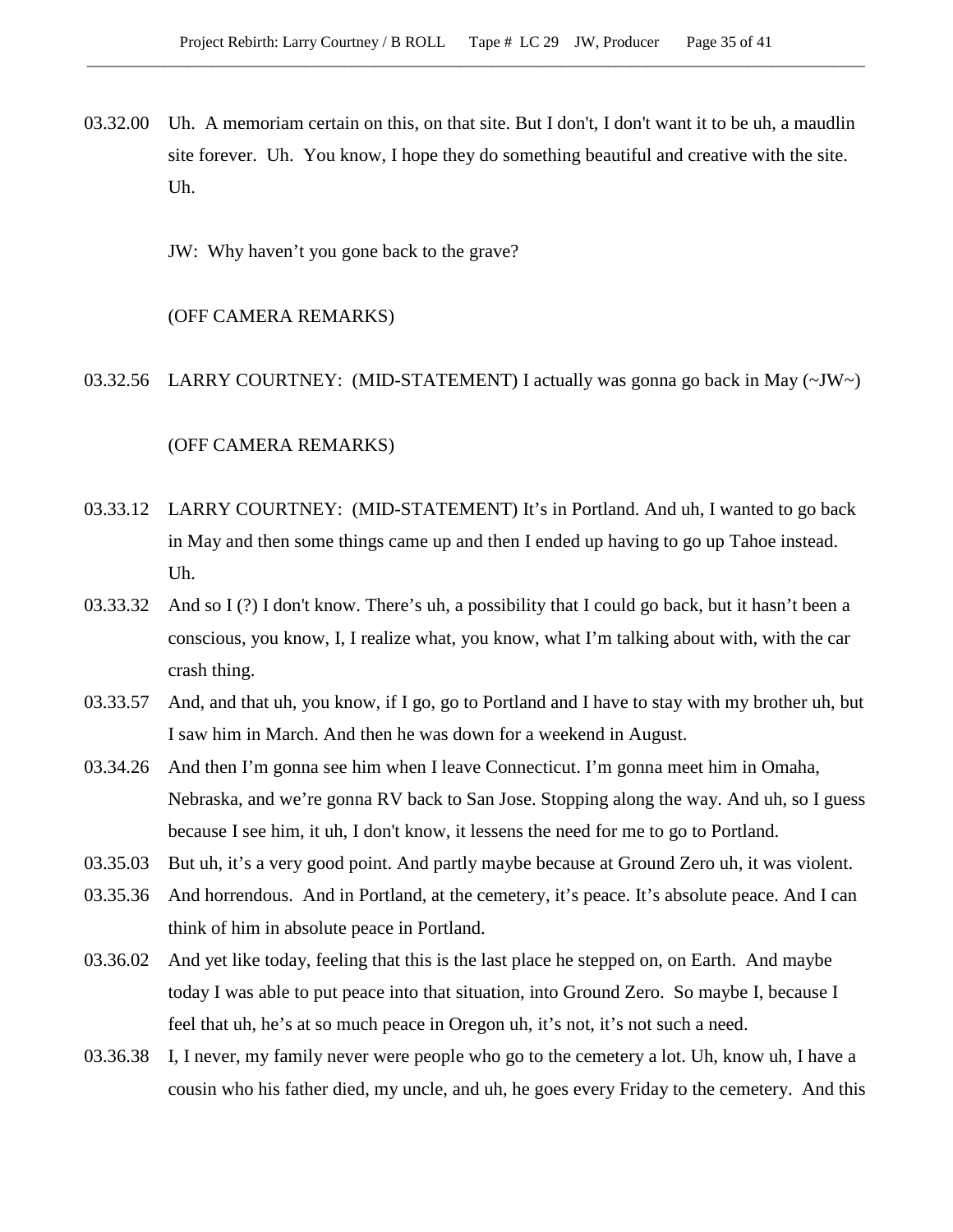03.32.00 Uh. A memoriam certain on this, on that site. But I don't, I don't want it to be uh, a maudlin site forever. Uh. You know, I hope they do something beautiful and creative with the site. Uh.

JW: Why haven't you gone back to the grave?

(OFF CAMERA REMARKS)

03.32.56 LARRY COURTNEY: (MID-STATEMENT) I actually was gonna go back in May (~JW~)

(OFF CAMERA REMARKS)

03.33.12 LARRY COURTNEY: (MID-STATEMENT) It's in Portland. And uh, I wanted to go back in May and then some things came up and then I ended up having to go up Tahoe instead. Uh.

03.33.32 And so I (?) I don't know. There's uh, a possibility that I could go back, but it hasn't been a conscious, you know, I, I realize what, you know, what I'm talking about with, with the car crash thing.

03.33.57 And, and that uh, you know, if I go, go to Portland and I have to stay with my brother uh, but I saw him in March. And then he was down for a weekend in August.

03.34.26 And then I'm gonna see him when I leave Connecticut. I'm gonna meet him in Omaha, Nebraska, and we're gonna RV back to San Jose. Stopping along the way. And uh, so I guess because I see him, it uh, I don't know, it lessens the need for me to go to Portland.

03.35.03 But uh, it's a very good point. And partly maybe because at Ground Zero uh, it was violent.

03.35.36 And horrendous. And in Portland, at the cemetery, it's peace. It's absolute peace. And I can think of him in absolute peace in Portland.

03.36.02 And yet like today, feeling that this is the last place he stepped on, on Earth. And maybe today I was able to put peace into that situation, into Ground Zero. So maybe I, because I feel that uh, he's at so much peace in Oregon uh, it's not, it's not such a need.

03.36.38 I, I never, my family never were people who go to the cemetery a lot. Uh, know uh, I have a cousin who his father died, my uncle, and uh, he goes every Friday to the cemetery. And this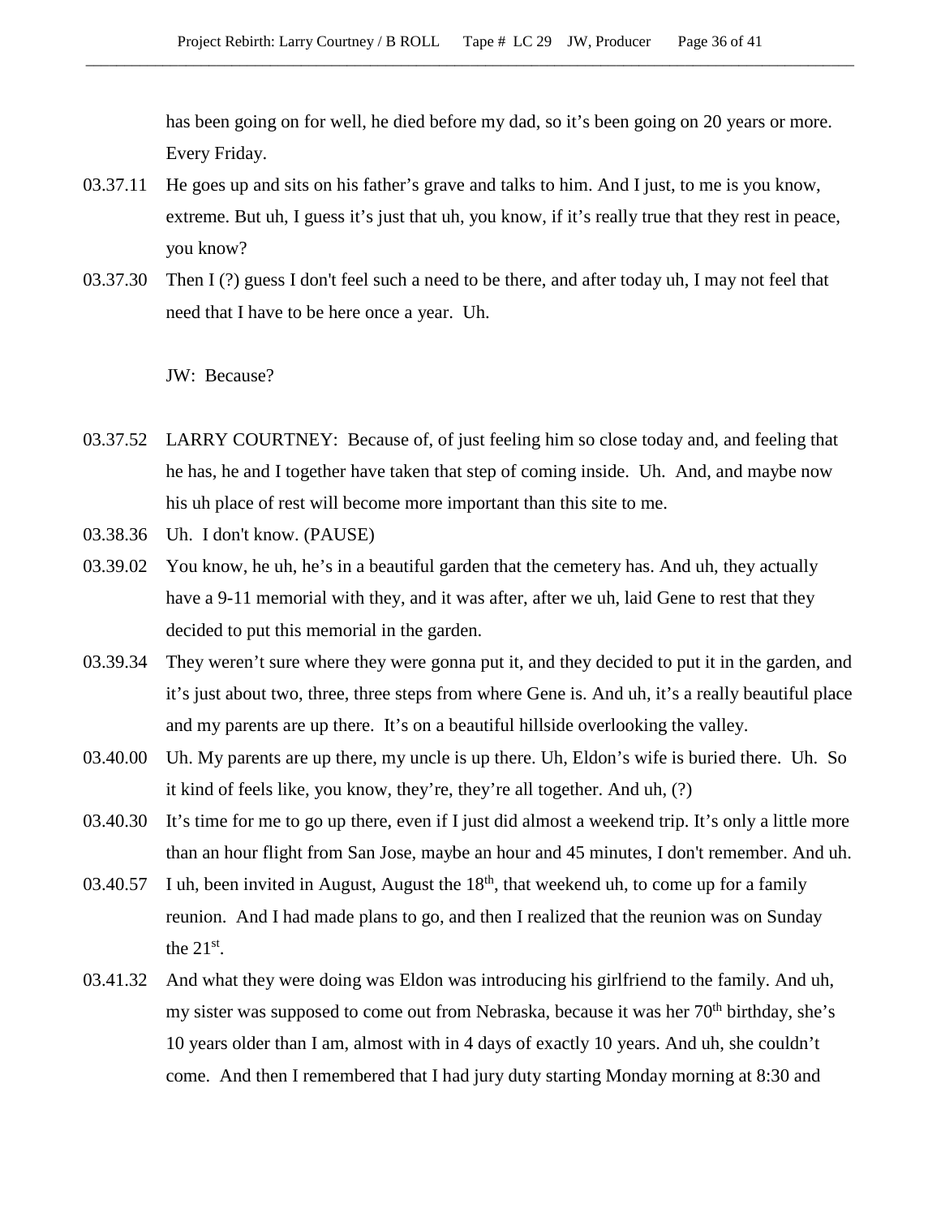has been going on for well, he died before my dad, so it's been going on 20 years or more. Every Friday.

03.37.11 He goes up and sits on his father's grave and talks to him. And I just, to me is you know, extreme. But uh, I guess it's just that uh, you know, if it's really true that they rest in peace, you know?

03.37.30 Then I (?) guess I don't feel such a need to be there, and after today uh, I may not feel that need that I have to be here once a year. Uh.

JW: Because?

03.37.52 LARRY COURTNEY: Because of, of just feeling him so close today and, and feeling that he has, he and I together have taken that step of coming inside. Uh. And, and maybe now his uh place of rest will become more important than this site to me.

03.38.36 Uh. I don't know. (PAUSE)

03.39.02 You know, he uh, he's in a beautiful garden that the cemetery has. And uh, they actually have a 9-11 memorial with they, and it was after, after we uh, laid Gene to rest that they decided to put this memorial in the garden.

03.39.34 They weren't sure where they were gonna put it, and they decided to put it in the garden, and it's just about two, three, three steps from where Gene is. And uh, it's a really beautiful place and my parents are up there. It's on a beautiful hillside overlooking the valley.

03.40.00 Uh. My parents are up there, my uncle is up there. Uh, Eldon's wife is buried there. Uh. So it kind of feels like, you know, they're, they're all together. And uh, (?)

03.40.30 It's time for me to go up there, even if I just did almost a weekend trip. It's only a little more than an hour flight from San Jose, maybe an hour and 45 minutes, I don't remember. And uh.

03.40.57 I uh, been invited in August, August the 18th, that weekend uh, to come up for a family reunion. And I had made plans to go, and then I realized that the reunion was on Sunday the 21st.

03.41.32 And what they were doing was Eldon was introducing his girlfriend to the family. And uh, my sister was supposed to come out from Nebraska, because it was her 70th birthday, she's 10 years older than I am, almost with in 4 days of exactly 10 years. And uh, she couldn't come. And then I remembered that I had jury duty starting Monday morning at 8:30 and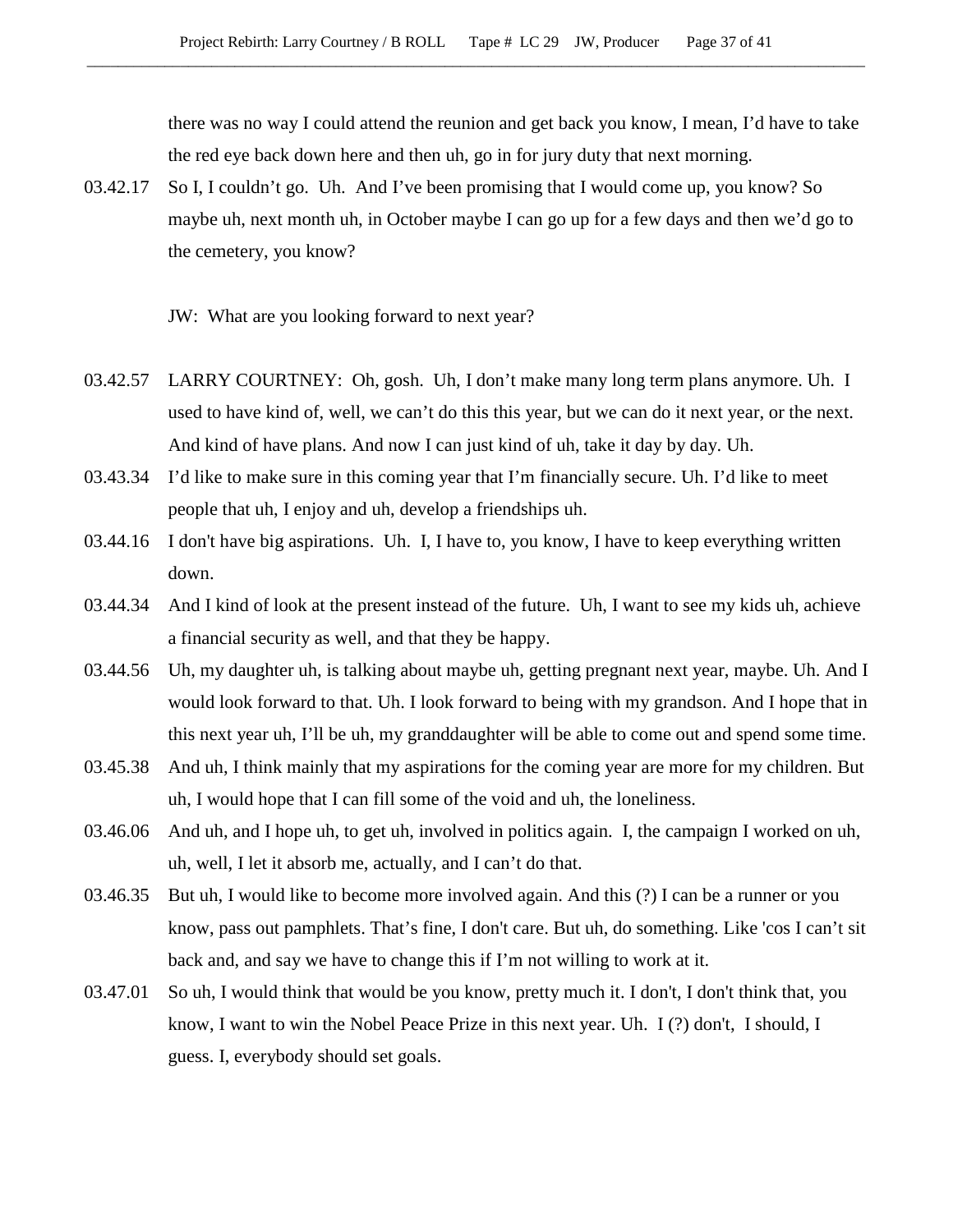there was no way I could attend the reunion and get back you know, I mean, I'd have to take the red eye back down here and then uh, go in for jury duty that next morning.

03.42.17 So I, I couldn't go. Uh. And I've been promising that I would come up, you know? So maybe uh, next month uh, in October maybe I can go up for a few days and then we'd go to the cemetery, you know?

JW: What are you looking forward to next year?

03.42.57 LARRY COURTNEY: Oh, gosh. Uh, I don't make many long term plans anymore. Uh. I used to have kind of, well, we can't do this this year, but we can do it next year, or the next. And kind of have plans. And now I can just kind of uh, take it day by day. Uh.

03.43.34 I'd like to make sure in this coming year that I'm financially secure. Uh. I'd like to meet people that uh, I enjoy and uh, develop a friendships uh.

03.44.16 I don't have big aspirations. Uh. I, I have to, you know, I have to keep everything written down.

03.44.34 And I kind of look at the present instead of the future. Uh, I want to see my kids uh, achieve a financial security as well, and that they be happy.

03.44.56 Uh, my daughter uh, is talking about maybe uh, getting pregnant next year, maybe. Uh. And I would look forward to that. Uh. I look forward to being with my grandson. And I hope that in this next year uh, I'll be uh, my granddaughter will be able to come out and spend some time.

03.45.38 And uh, I think mainly that my aspirations for the coming year are more for my children. But uh, I would hope that I can fill some of the void and uh, the loneliness.

03.46.06 And uh, and I hope uh, to get uh, involved in politics again. I, the campaign I worked on uh, uh, well, I let it absorb me, actually, and I can't do that.

03.46.35 But uh, I would like to become more involved again. And this (?) I can be a runner or you know, pass out pamphlets. That's fine, I don't care. But uh, do something. Like 'cos I can't sit back and, and say we have to change this if I'm not willing to work at it.

03.47.01 So uh, I would think that would be you know, pretty much it. I don't, I don't think that, you know, I want to win the Nobel Peace Prize in this next year. Uh. I (?) don't, I should, I guess. I, everybody should set goals.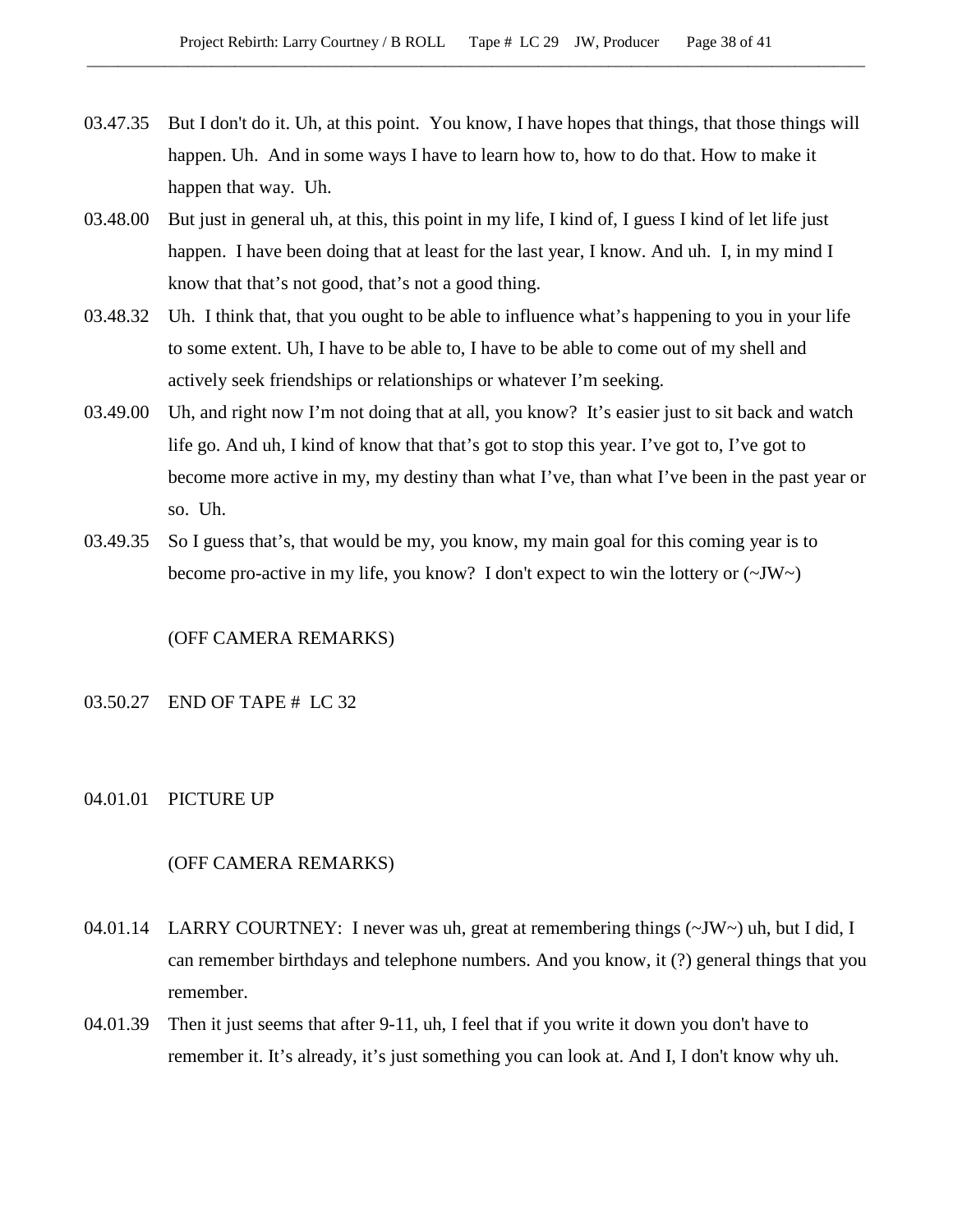03.47.35 But I don't do it. Uh, at this point. You know, I have hopes that things, that those things will happen. Uh. And in some ways I have to learn how to, how to do that. How to make it happen that way. Uh.

03.48.00 But just in general uh, at this, this point in my life, I kind of, I guess I kind of let life just happen. I have been doing that at least for the last year, I know. And uh. I, in my mind I know that that's not good, that's not a good thing.

03.48.32 Uh. I think that, that you ought to be able to influence what's happening to you in your life to some extent. Uh, I have to be able to, I have to be able to come out of my shell and actively seek friendships or relationships or whatever I'm seeking.

03.49.00 Uh, and right now I'm not doing that at all, you know? It's easier just to sit back and watch life go. And uh, I kind of know that that's got to stop this year. I've got to, I've got to become more active in my, my destiny than what I've, than what I've been in the past year or so. Uh.

03.49.35 So I guess that's, that would be my, you know, my main goal for this coming year is to become pro-active in my life, you know? I don't expect to win the lottery or (~JW~)

(OFF CAMERA REMARKS)

03.50.27 END OF TAPE # LC 32

04.01.01 PICTURE UP

(OFF CAMERA REMARKS)

04.01.14 LARRY COURTNEY: I never was uh, great at remembering things (~JW~) uh, but I did, I can remember birthdays and telephone numbers. And you know, it (?) general things that you remember.

04.01.39 Then it just seems that after 9-11, uh, I feel that if you write it down you don't have to remember it. It's already, it's just something you can look at. And I, I don't know why uh.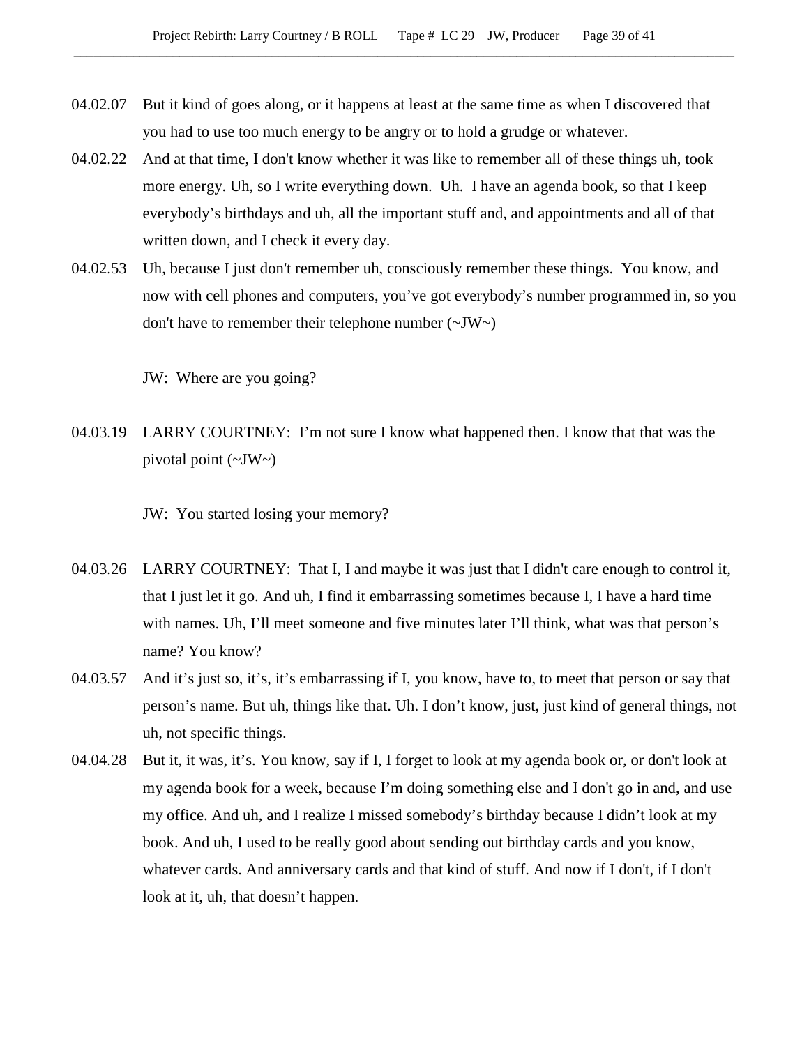04.02.07 But it kind of goes along, or it happens at least at the same time as when I discovered that you had to use too much energy to be angry or to hold a grudge or whatever.

04.02.22 And at that time, I don't know whether it was like to remember all of these things uh, took more energy. Uh, so I write everything down. Uh. I have an agenda book, so that I keep everybody's birthdays and uh, all the important stuff and, and appointments and all of that written down, and I check it every day.

04.02.53 Uh, because I just don't remember uh, consciously remember these things. You know, and now with cell phones and computers, you've got everybody's number programmed in, so you don't have to remember their telephone number (~JW~)

JW: Where are you going?

04.03.19 LARRY COURTNEY: I'm not sure I know what happened then. I know that that was the pivotal point (~JW~)

JW: You started losing your memory?

04.03.26 LARRY COURTNEY: That I, I and maybe it was just that I didn't care enough to control it, that I just let it go. And uh, I find it embarrassing sometimes because I, I have a hard time with names. Uh, I'll meet someone and five minutes later I'll think, what was that person's name? You know?

04.03.57 And it's just so, it's, it's embarrassing if I, you know, have to, to meet that person or say that person's name. But uh, things like that. Uh. I don't know, just, just kind of general things, not uh, not specific things.

04.04.28 But it, it was, it's. You know, say if I, I forget to look at my agenda book or, or don't look at my agenda book for a week, because I'm doing something else and I don't go in and, and use my office. And uh, and I realize I missed somebody's birthday because I didn't look at my book. And uh, I used to be really good about sending out birthday cards and you know, whatever cards. And anniversary cards and that kind of stuff. And now if I don't, if I don't look at it, uh, that doesn't happen.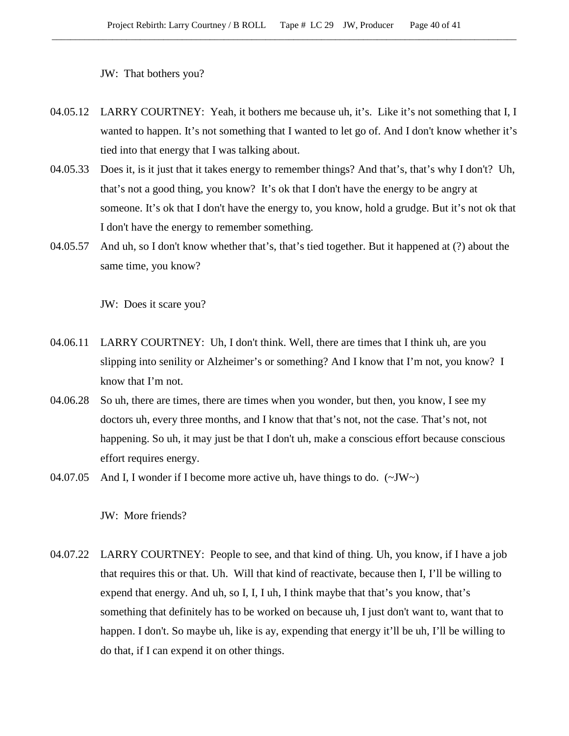JW:  That bothers you?

04.05.12 LARRY COURTNEY:  Yeah, it bothers me because uh, it's.  Like it's not something that I, I wanted to happen. It's not something that I wanted to let go of. And I don't know whether it's tied into that energy that I was talking about.

04.05.33 Does it, is it just that it takes energy to remember things? And that's, that's why I don't?  Uh, that's not a good thing, you know?  It's ok that I don't have the energy to be angry at someone. It's ok that I don't have the energy to, you know, hold a grudge. But it's not ok that I don't have the energy to remember something.

04.05.57 And uh, so I don't know whether that's, that's tied together. But it happened at (?) about the same time, you know?

JW:  Does it scare you?

04.06.11 LARRY COURTNEY:  Uh, I don't think. Well, there are times that I think uh, are you slipping into senility or Alzheimer's or something? And I know that I'm not, you know?  I know that I'm not.

04.06.28 So uh, there are times, there are times when you wonder, but then, you know, I see my doctors uh, every three months, and I know that that's not, not the case. That's not, not happening. So uh, it may just be that I don't uh, make a conscious effort because conscious effort requires energy.

04.07.05 And I, I wonder if I become more active uh, have things to do.  (~JW~)

JW:  More friends?

04.07.22 LARRY COURTNEY:  People to see, and that kind of thing. Uh, you know, if I have a job that requires this or that. Uh.  Will that kind of reactivate, because then I, I'll be willing to expend that energy. And uh, so I, I, I uh, I think maybe that that's you know, that's something that definitely has to be worked on because uh, I just don't want to, want that to happen. I don't. So maybe uh, like is ay, expending that energy it'll be uh, I'll be willing to do that, if I can expend it on other things.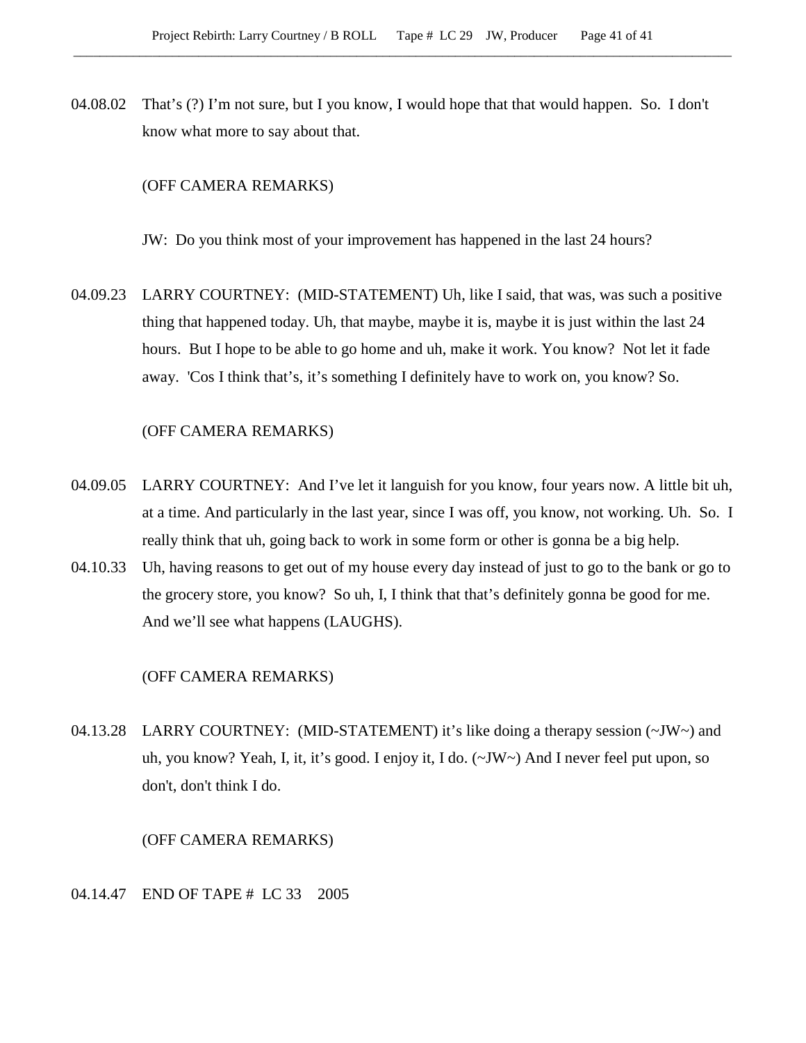04.08.02 That's (?) I'm not sure, but I you know, I would hope that that would happen. So. I don't know what more to say about that.

(OFF CAMERA REMARKS)

JW: Do you think most of your improvement has happened in the last 24 hours?

04.09.23 LARRY COURTNEY: (MID-STATEMENT) Uh, like I said, that was, was such a positive thing that happened today. Uh, that maybe, maybe it is, maybe it is just within the last 24 hours. But I hope to be able to go home and uh, make it work. You know? Not let it fade away. 'Cos I think that's, it's something I definitely have to work on, you know? So.

(OFF CAMERA REMARKS)

04.09.05 LARRY COURTNEY: And I've let it languish for you know, four years now. A little bit uh, at a time. And particularly in the last year, since I was off, you know, not working. Uh. So. I really think that uh, going back to work in some form or other is gonna be a big help.

04.10.33 Uh, having reasons to get out of my house every day instead of just to go to the bank or go to the grocery store, you know? So uh, I, I think that that's definitely gonna be good for me. And we'll see what happens (LAUGHS).

(OFF CAMERA REMARKS)

04.13.28 LARRY COURTNEY: (MID-STATEMENT) it's like doing a therapy session (~JW~) and uh, you know? Yeah, I, it, it's good. I enjoy it, I do. (~JW~) And I never feel put upon, so don't, don't think I do.

(OFF CAMERA REMARKS)

04.14.47 END OF TAPE # LC 33 2005